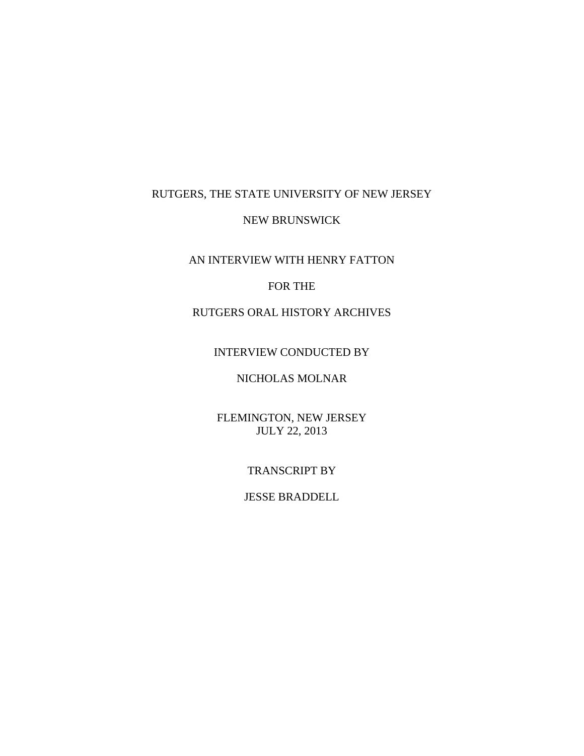RUTGERS, THE STATE UNIVERSITY OF NEW JERSEY

NEW BRUNSWICK

AN INTERVIEW WITH HENRY FATTON

FOR THE

RUTGERS ORAL HISTORY ARCHIVES

INTERVIEW CONDUCTED BY

NICHOLAS MOLNAR

FLEMINGTON, NEW JERSEY
JULY 22, 2013

TRANSCRIPT BY

JESSE BRADDELL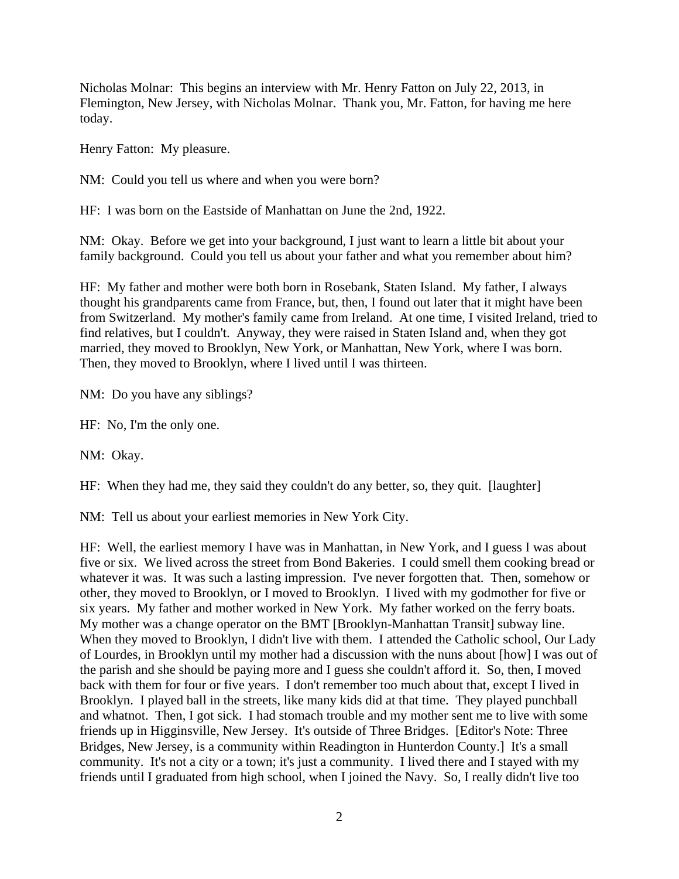Nicholas Molnar: This begins an interview with Mr. Henry Fatton on July 22, 2013, in Flemington, New Jersey, with Nicholas Molnar. Thank you, Mr. Fatton, for having me here today.

Henry Fatton: My pleasure.

NM: Could you tell us where and when you were born?

HF: I was born on the Eastside of Manhattan on June the 2nd, 1922.

NM: Okay. Before we get into your background, I just want to learn a little bit about your family background. Could you tell us about your father and what you remember about him?

HF: My father and mother were both born in Rosebank, Staten Island. My father, I always thought his grandparents came from France, but, then, I found out later that it might have been from Switzerland. My mother's family came from Ireland. At one time, I visited Ireland, tried to find relatives, but I couldn't. Anyway, they were raised in Staten Island and, when they got married, they moved to Brooklyn, New York, or Manhattan, New York, where I was born. Then, they moved to Brooklyn, where I lived until I was thirteen.

NM: Do you have any siblings?

HF: No, I'm the only one.

NM: Okay.

HF: When they had me, they said they couldn't do any better, so, they quit. [laughter]

NM: Tell us about your earliest memories in New York City.

HF: Well, the earliest memory I have was in Manhattan, in New York, and I guess I was about five or six. We lived across the street from Bond Bakeries. I could smell them cooking bread or whatever it was. It was such a lasting impression. I've never forgotten that. Then, somehow or other, they moved to Brooklyn, or I moved to Brooklyn. I lived with my godmother for five or six years. My father and mother worked in New York. My father worked on the ferry boats. My mother was a change operator on the BMT [Brooklyn-Manhattan Transit] subway line. When they moved to Brooklyn, I didn't live with them. I attended the Catholic school, Our Lady of Lourdes, in Brooklyn until my mother had a discussion with the nuns about [how] I was out of the parish and she should be paying more and I guess she couldn't afford it. So, then, I moved back with them for four or five years. I don't remember too much about that, except I lived in Brooklyn. I played ball in the streets, like many kids did at that time. They played punchball and whatnot. Then, I got sick. I had stomach trouble and my mother sent me to live with some friends up in Higginsville, New Jersey. It's outside of Three Bridges. [Editor's Note: Three Bridges, New Jersey, is a community within Readington in Hunterdon County.] It's a small community. It's not a city or a town; it's just a community. I lived there and I stayed with my friends until I graduated from high school, when I joined the Navy. So, I really didn't live too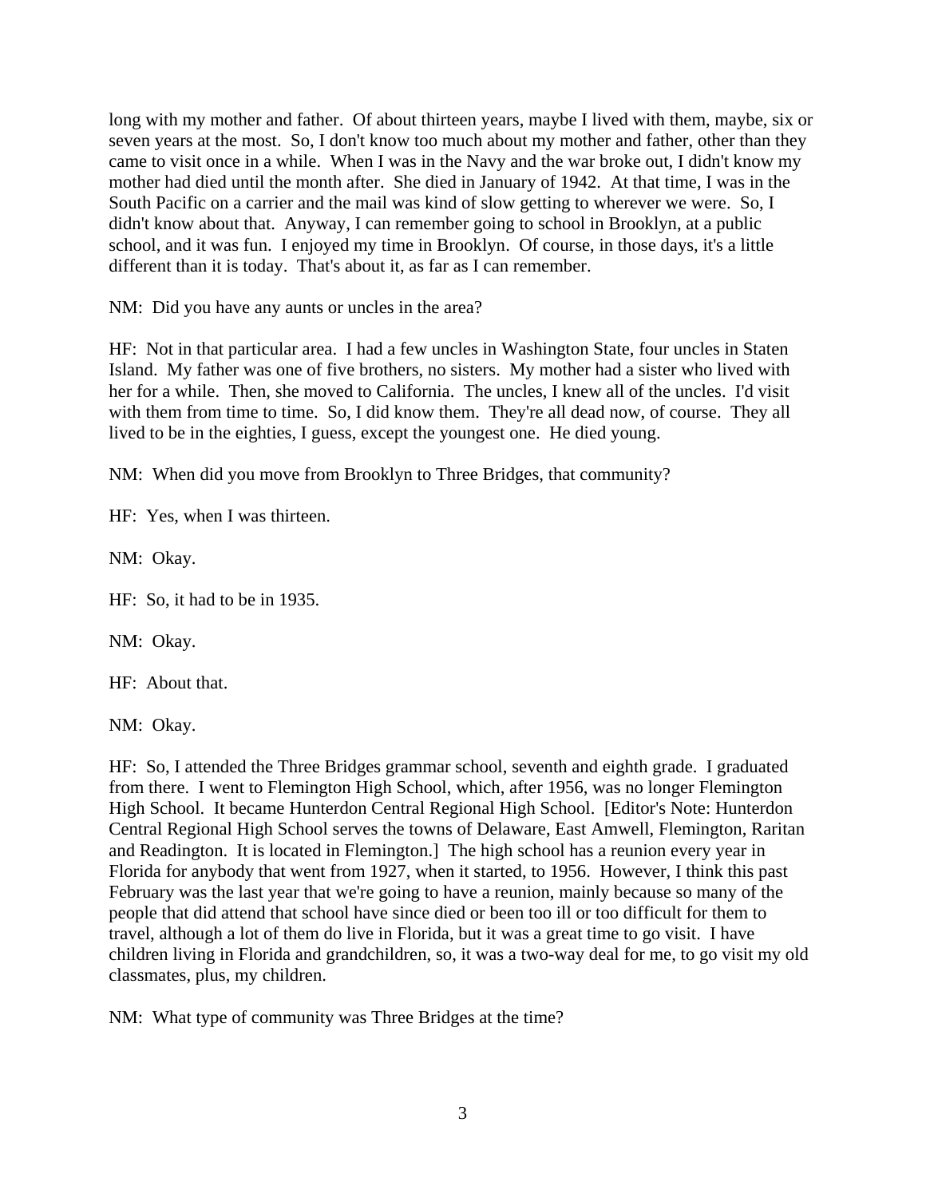long with my mother and father. Of about thirteen years, maybe I lived with them, maybe, six or seven years at the most. So, I don't know too much about my mother and father, other than they came to visit once in a while. When I was in the Navy and the war broke out, I didn't know my mother had died until the month after. She died in January of 1942. At that time, I was in the South Pacific on a carrier and the mail was kind of slow getting to wherever we were. So, I didn't know about that. Anyway, I can remember going to school in Brooklyn, at a public school, and it was fun. I enjoyed my time in Brooklyn. Of course, in those days, it's a little different than it is today. That's about it, as far as I can remember.

NM: Did you have any aunts or uncles in the area?

HF: Not in that particular area. I had a few uncles in Washington State, four uncles in Staten Island. My father was one of five brothers, no sisters. My mother had a sister who lived with her for a while. Then, she moved to California. The uncles, I knew all of the uncles. I'd visit with them from time to time. So, I did know them. They're all dead now, of course. They all lived to be in the eighties, I guess, except the youngest one. He died young.

NM: When did you move from Brooklyn to Three Bridges, that community?

HF: Yes, when I was thirteen.

NM: Okay.

HF: So, it had to be in 1935.

NM: Okay.

HF: About that.

NM: Okay.

HF: So, I attended the Three Bridges grammar school, seventh and eighth grade. I graduated from there. I went to Flemington High School, which, after 1956, was no longer Flemington High School. It became Hunterdon Central Regional High School. [Editor's Note: Hunterdon Central Regional High School serves the towns of Delaware, East Amwell, Flemington, Raritan and Readington. It is located in Flemington.] The high school has a reunion every year in Florida for anybody that went from 1927, when it started, to 1956. However, I think this past February was the last year that we're going to have a reunion, mainly because so many of the people that did attend that school have since died or been too ill or too difficult for them to travel, although a lot of them do live in Florida, but it was a great time to go visit. I have children living in Florida and grandchildren, so, it was a two-way deal for me, to go visit my old classmates, plus, my children.

NM: What type of community was Three Bridges at the time?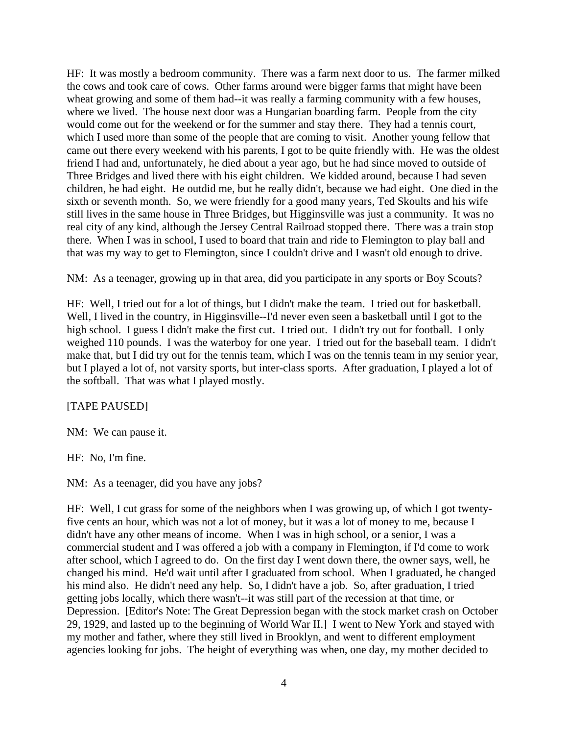HF: It was mostly a bedroom community. There was a farm next door to us. The farmer milked the cows and took care of cows. Other farms around were bigger farms that might have been wheat growing and some of them had--it was really a farming community with a few houses, where we lived. The house next door was a Hungarian boarding farm. People from the city would come out for the weekend or for the summer and stay there. They had a tennis court, which I used more than some of the people that are coming to visit. Another young fellow that came out there every weekend with his parents, I got to be quite friendly with. He was the oldest friend I had and, unfortunately, he died about a year ago, but he had since moved to outside of Three Bridges and lived there with his eight children. We kidded around, because I had seven children, he had eight. He outdid me, but he really didn't, because we had eight. One died in the sixth or seventh month. So, we were friendly for a good many years, Ted Skoults and his wife still lives in the same house in Three Bridges, but Higginsville was just a community. It was no real city of any kind, although the Jersey Central Railroad stopped there. There was a train stop there. When I was in school, I used to board that train and ride to Flemington to play ball and that was my way to get to Flemington, since I couldn't drive and I wasn't old enough to drive.

NM: As a teenager, growing up in that area, did you participate in any sports or Boy Scouts?

HF: Well, I tried out for a lot of things, but I didn't make the team. I tried out for basketball. Well, I lived in the country, in Higginsville--I'd never even seen a basketball until I got to the high school. I guess I didn't make the first cut. I tried out. I didn't try out for football. I only weighed 110 pounds. I was the waterboy for one year. I tried out for the baseball team. I didn't make that, but I did try out for the tennis team, which I was on the tennis team in my senior year, but I played a lot of, not varsity sports, but inter-class sports. After graduation, I played a lot of the softball. That was what I played mostly.

[TAPE PAUSED]

NM: We can pause it.

HF: No, I'm fine.

NM: As a teenager, did you have any jobs?

HF: Well, I cut grass for some of the neighbors when I was growing up, of which I got twenty-five cents an hour, which was not a lot of money, but it was a lot of money to me, because I didn't have any other means of income. When I was in high school, or a senior, I was a commercial student and I was offered a job with a company in Flemington, if I'd come to work after school, which I agreed to do. On the first day I went down there, the owner says, well, he changed his mind. He'd wait until after I graduated from school. When I graduated, he changed his mind also. He didn't need any help. So, I didn't have a job. So, after graduation, I tried getting jobs locally, which there wasn't--it was still part of the recession at that time, or Depression. [Editor's Note: The Great Depression began with the stock market crash on October 29, 1929, and lasted up to the beginning of World War II.] I went to New York and stayed with my mother and father, where they still lived in Brooklyn, and went to different employment agencies looking for jobs. The height of everything was when, one day, my mother decided to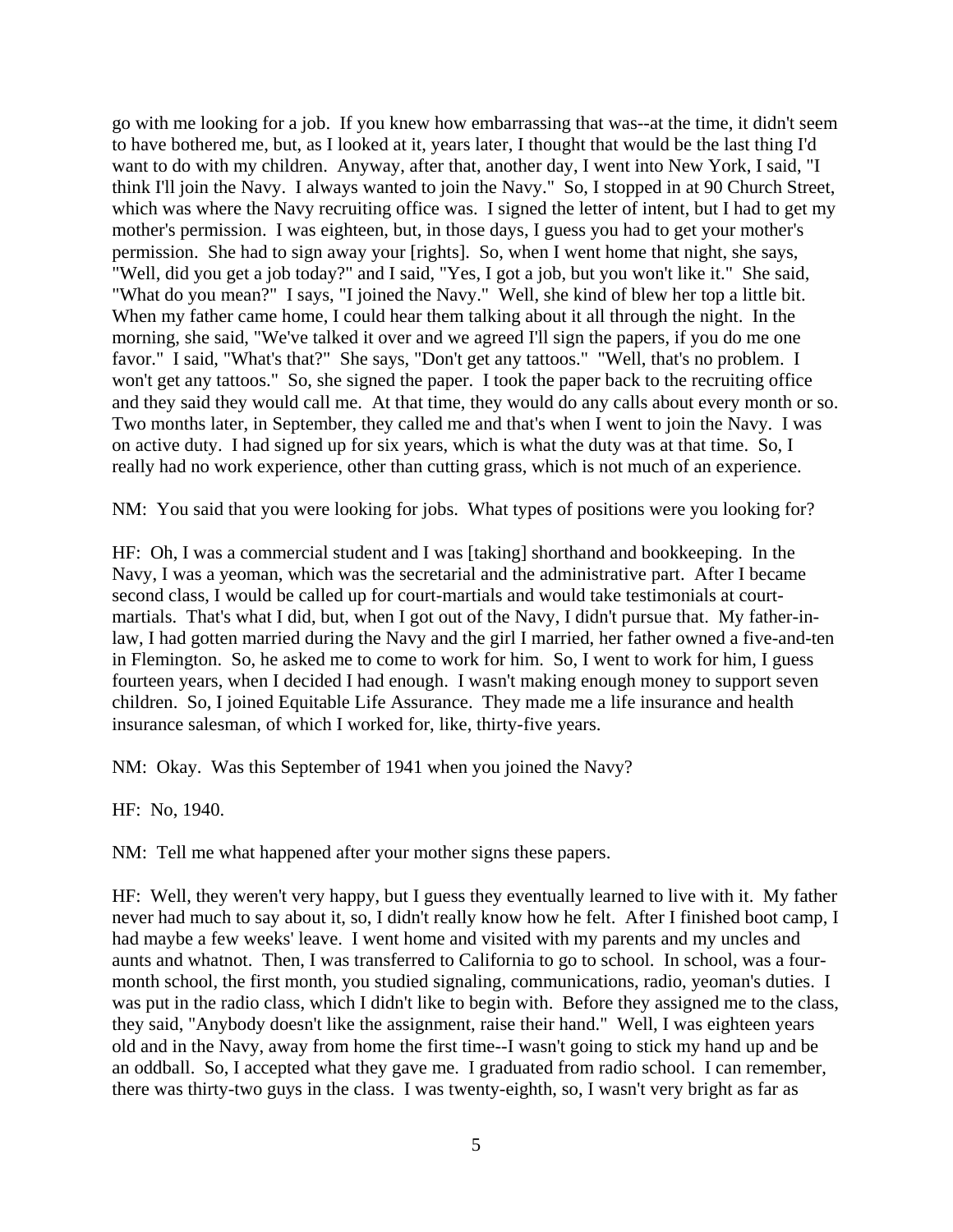go with me looking for a job. If you knew how embarrassing that was--at the time, it didn't seem to have bothered me, but, as I looked at it, years later, I thought that would be the last thing I'd want to do with my children. Anyway, after that, another day, I went into New York, I said, "I think I'll join the Navy. I always wanted to join the Navy." So, I stopped in at 90 Church Street, which was where the Navy recruiting office was. I signed the letter of intent, but I had to get my mother's permission. I was eighteen, but, in those days, I guess you had to get your mother's permission. She had to sign away your [rights]. So, when I went home that night, she says, "Well, did you get a job today?" and I said, "Yes, I got a job, but you won't like it." She said, "What do you mean?" I says, "I joined the Navy." Well, she kind of blew her top a little bit. When my father came home, I could hear them talking about it all through the night. In the morning, she said, "We've talked it over and we agreed I'll sign the papers, if you do me one favor." I said, "What's that?" She says, "Don't get any tattoos." "Well, that's no problem. I won't get any tattoos." So, she signed the paper. I took the paper back to the recruiting office and they said they would call me. At that time, they would do any calls about every month or so. Two months later, in September, they called me and that's when I went to join the Navy. I was on active duty. I had signed up for six years, which is what the duty was at that time. So, I really had no work experience, other than cutting grass, which is not much of an experience.

NM: You said that you were looking for jobs. What types of positions were you looking for?

HF: Oh, I was a commercial student and I was [taking] shorthand and bookkeeping. In the Navy, I was a yeoman, which was the secretarial and the administrative part. After I became second class, I would be called up for court-martials and would take testimonials at court-martials. That's what I did, but, when I got out of the Navy, I didn't pursue that. My father-in-law, I had gotten married during the Navy and the girl I married, her father owned a five-and-ten in Flemington. So, he asked me to come to work for him. So, I went to work for him, I guess fourteen years, when I decided I had enough. I wasn't making enough money to support seven children. So, I joined Equitable Life Assurance. They made me a life insurance and health insurance salesman, of which I worked for, like, thirty-five years.

NM: Okay. Was this September of 1941 when you joined the Navy?

HF: No, 1940.

NM: Tell me what happened after your mother signs these papers.

HF: Well, they weren't very happy, but I guess they eventually learned to live with it. My father never had much to say about it, so, I didn't really know how he felt. After I finished boot camp, I had maybe a few weeks' leave. I went home and visited with my parents and my uncles and aunts and whatnot. Then, I was transferred to California to go to school. In school, was a four-month school, the first month, you studied signaling, communications, radio, yeoman's duties. I was put in the radio class, which I didn't like to begin with. Before they assigned me to the class, they said, "Anybody doesn't like the assignment, raise their hand." Well, I was eighteen years old and in the Navy, away from home the first time--I wasn't going to stick my hand up and be an oddball. So, I accepted what they gave me. I graduated from radio school. I can remember, there was thirty-two guys in the class. I was twenty-eighth, so, I wasn't very bright as far as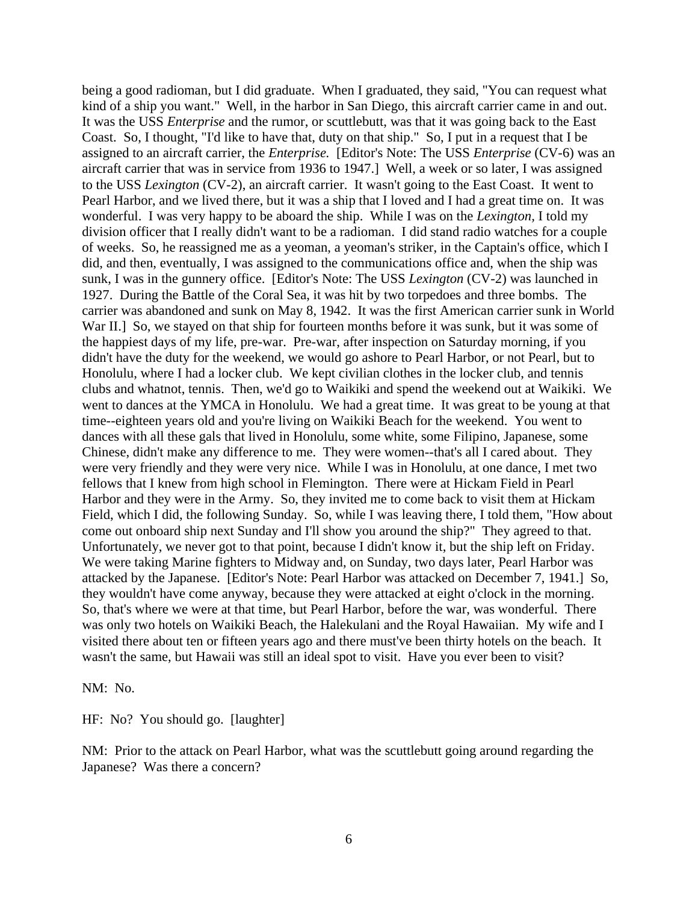being a good radioman, but I did graduate. When I graduated, they said, "You can request what kind of a ship you want." Well, in the harbor in San Diego, this aircraft carrier came in and out. It was the USS *Enterprise* and the rumor, or scuttlebutt, was that it was going back to the East Coast. So, I thought, "I'd like to have that, duty on that ship." So, I put in a request that I be assigned to an aircraft carrier, the *Enterprise.* [Editor's Note: The USS *Enterprise* (CV-6) was an aircraft carrier that was in service from 1936 to 1947.] Well, a week or so later, I was assigned to the USS *Lexington* (CV-2), an aircraft carrier. It wasn't going to the East Coast. It went to Pearl Harbor, and we lived there, but it was a ship that I loved and I had a great time on. It was wonderful. I was very happy to be aboard the ship. While I was on the *Lexington*, I told my division officer that I really didn't want to be a radioman. I did stand radio watches for a couple of weeks. So, he reassigned me as a yeoman, a yeoman's striker, in the Captain's office, which I did, and then, eventually, I was assigned to the communications office and, when the ship was sunk, I was in the gunnery office. [Editor's Note: The USS *Lexington* (CV-2) was launched in 1927. During the Battle of the Coral Sea, it was hit by two torpedoes and three bombs. The carrier was abandoned and sunk on May 8, 1942. It was the first American carrier sunk in World War II.] So, we stayed on that ship for fourteen months before it was sunk, but it was some of the happiest days of my life, pre-war. Pre-war, after inspection on Saturday morning, if you didn't have the duty for the weekend, we would go ashore to Pearl Harbor, or not Pearl, but to Honolulu, where I had a locker club. We kept civilian clothes in the locker club, and tennis clubs and whatnot, tennis. Then, we'd go to Waikiki and spend the weekend out at Waikiki. We went to dances at the YMCA in Honolulu. We had a great time. It was great to be young at that time--eighteen years old and you're living on Waikiki Beach for the weekend. You went to dances with all these gals that lived in Honolulu, some white, some Filipino, Japanese, some Chinese, didn't make any difference to me. They were women--that's all I cared about. They were very friendly and they were very nice. While I was in Honolulu, at one dance, I met two fellows that I knew from high school in Flemington. There were at Hickam Field in Pearl Harbor and they were in the Army. So, they invited me to come back to visit them at Hickam Field, which I did, the following Sunday. So, while I was leaving there, I told them, "How about come out onboard ship next Sunday and I'll show you around the ship?" They agreed to that. Unfortunately, we never got to that point, because I didn't know it, but the ship left on Friday. We were taking Marine fighters to Midway and, on Sunday, two days later, Pearl Harbor was attacked by the Japanese. [Editor's Note: Pearl Harbor was attacked on December 7, 1941.] So, they wouldn't have come anyway, because they were attacked at eight o'clock in the morning. So, that's where we were at that time, but Pearl Harbor, before the war, was wonderful. There was only two hotels on Waikiki Beach, the Halekulani and the Royal Hawaiian. My wife and I visited there about ten or fifteen years ago and there must've been thirty hotels on the beach. It wasn't the same, but Hawaii was still an ideal spot to visit. Have you ever been to visit?

NM: No.

HF: No? You should go. [laughter]

NM: Prior to the attack on Pearl Harbor, what was the scuttlebutt going around regarding the Japanese? Was there a concern?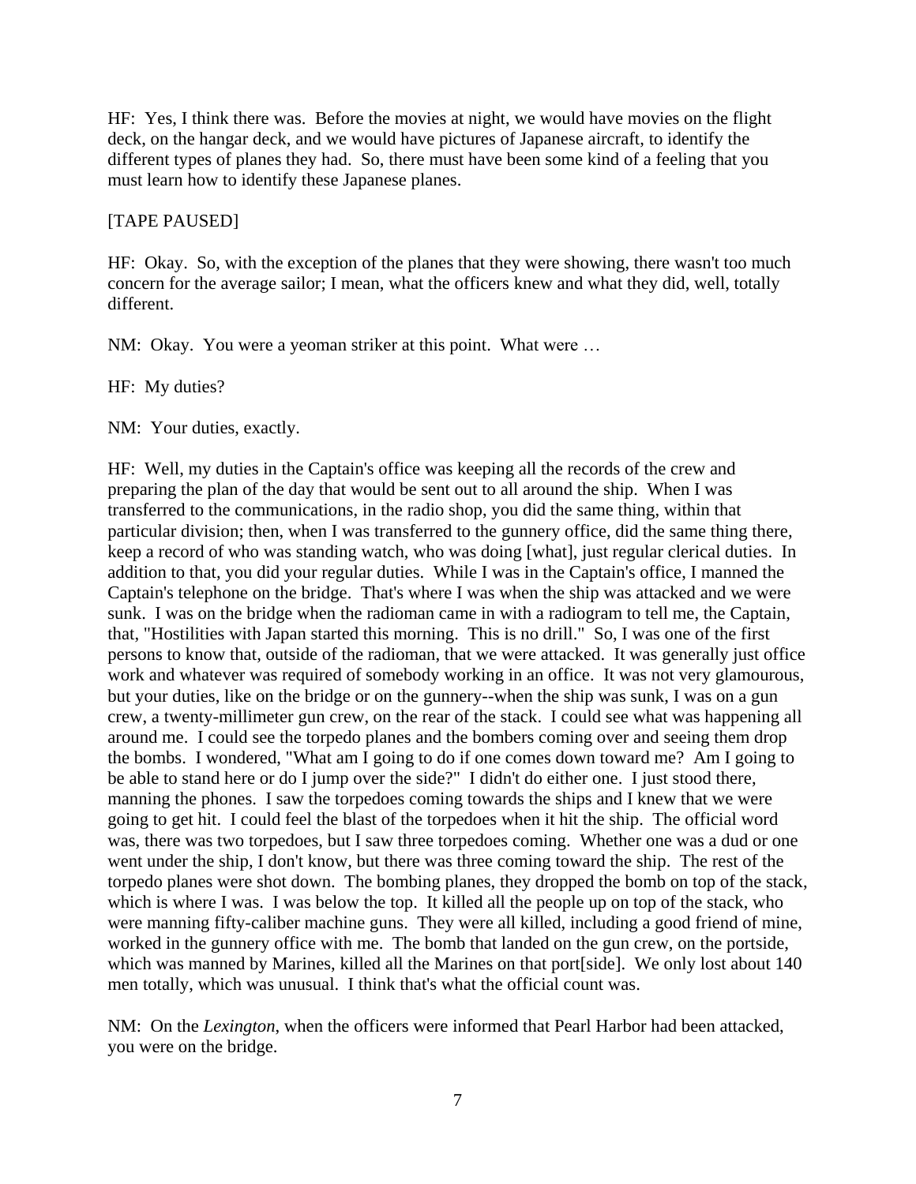HF: Yes, I think there was. Before the movies at night, we would have movies on the flight deck, on the hangar deck, and we would have pictures of Japanese aircraft, to identify the different types of planes they had. So, there must have been some kind of a feeling that you must learn how to identify these Japanese planes.

[TAPE PAUSED]

HF: Okay. So, with the exception of the planes that they were showing, there wasn't too much concern for the average sailor; I mean, what the officers knew and what they did, well, totally different.

NM: Okay. You were a yeoman striker at this point. What were …

HF: My duties?

NM: Your duties, exactly.

HF: Well, my duties in the Captain's office was keeping all the records of the crew and preparing the plan of the day that would be sent out to all around the ship. When I was transferred to the communications, in the radio shop, you did the same thing, within that particular division; then, when I was transferred to the gunnery office, did the same thing there, keep a record of who was standing watch, who was doing [what], just regular clerical duties. In addition to that, you did your regular duties. While I was in the Captain's office, I manned the Captain's telephone on the bridge. That's where I was when the ship was attacked and we were sunk. I was on the bridge when the radioman came in with a radiogram to tell me, the Captain, that, "Hostilities with Japan started this morning. This is no drill." So, I was one of the first persons to know that, outside of the radioman, that we were attacked. It was generally just office work and whatever was required of somebody working in an office. It was not very glamourous, but your duties, like on the bridge or on the gunnery--when the ship was sunk, I was on a gun crew, a twenty-millimeter gun crew, on the rear of the stack. I could see what was happening all around me. I could see the torpedo planes and the bombers coming over and seeing them drop the bombs. I wondered, "What am I going to do if one comes down toward me? Am I going to be able to stand here or do I jump over the side?" I didn't do either one. I just stood there, manning the phones. I saw the torpedoes coming towards the ships and I knew that we were going to get hit. I could feel the blast of the torpedoes when it hit the ship. The official word was, there was two torpedoes, but I saw three torpedoes coming. Whether one was a dud or one went under the ship, I don't know, but there was three coming toward the ship. The rest of the torpedo planes were shot down. The bombing planes, they dropped the bomb on top of the stack, which is where I was. I was below the top. It killed all the people up on top of the stack, who were manning fifty-caliber machine guns. They were all killed, including a good friend of mine, worked in the gunnery office with me. The bomb that landed on the gun crew, on the portside, which was manned by Marines, killed all the Marines on that port[side]. We only lost about 140 men totally, which was unusual. I think that's what the official count was.

NM: On the *Lexington*, when the officers were informed that Pearl Harbor had been attacked, you were on the bridge.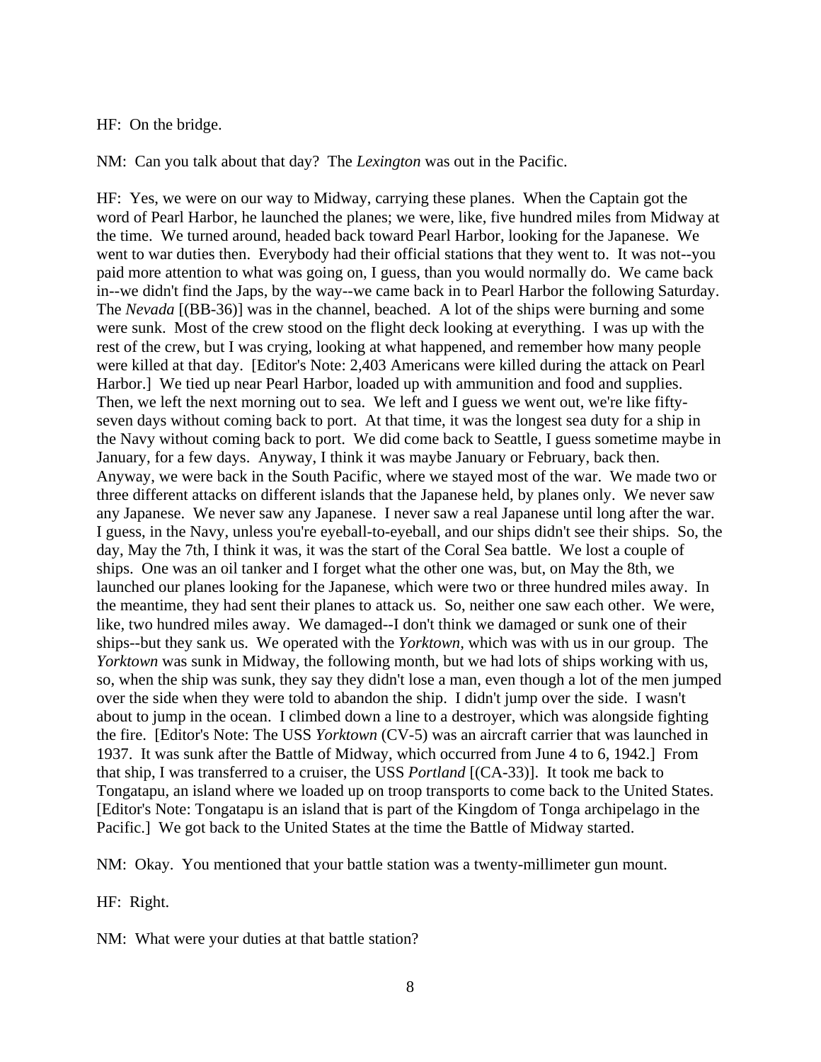HF: On the bridge.

NM: Can you talk about that day? The *Lexington* was out in the Pacific.

HF: Yes, we were on our way to Midway, carrying these planes. When the Captain got the word of Pearl Harbor, he launched the planes; we were, like, five hundred miles from Midway at the time. We turned around, headed back toward Pearl Harbor, looking for the Japanese. We went to war duties then. Everybody had their official stations that they went to. It was not--you paid more attention to what was going on, I guess, than you would normally do. We came back in--we didn't find the Japs, by the way--we came back in to Pearl Harbor the following Saturday. The *Nevada* [(BB-36)] was in the channel, beached. A lot of the ships were burning and some were sunk. Most of the crew stood on the flight deck looking at everything. I was up with the rest of the crew, but I was crying, looking at what happened, and remember how many people were killed at that day. [Editor's Note: 2,403 Americans were killed during the attack on Pearl Harbor.] We tied up near Pearl Harbor, loaded up with ammunition and food and supplies. Then, we left the next morning out to sea. We left and I guess we went out, we're like fifty-seven days without coming back to port. At that time, it was the longest sea duty for a ship in the Navy without coming back to port. We did come back to Seattle, I guess sometime maybe in January, for a few days. Anyway, I think it was maybe January or February, back then. Anyway, we were back in the South Pacific, where we stayed most of the war. We made two or three different attacks on different islands that the Japanese held, by planes only. We never saw any Japanese. We never saw any Japanese. I never saw a real Japanese until long after the war. I guess, in the Navy, unless you're eyeball-to-eyeball, and our ships didn't see their ships. So, the day, May the 7th, I think it was, it was the start of the Coral Sea battle. We lost a couple of ships. One was an oil tanker and I forget what the other one was, but, on May the 8th, we launched our planes looking for the Japanese, which were two or three hundred miles away. In the meantime, they had sent their planes to attack us. So, neither one saw each other. We were, like, two hundred miles away. We damaged--I don't think we damaged or sunk one of their ships--but they sank us. We operated with the *Yorktown,* which was with us in our group. The *Yorktown* was sunk in Midway, the following month, but we had lots of ships working with us, so, when the ship was sunk, they say they didn't lose a man, even though a lot of the men jumped over the side when they were told to abandon the ship. I didn't jump over the side. I wasn't about to jump in the ocean. I climbed down a line to a destroyer, which was alongside fighting the fire. [Editor's Note: The USS *Yorktown* (CV-5) was an aircraft carrier that was launched in 1937. It was sunk after the Battle of Midway, which occurred from June 4 to 6, 1942.] From that ship, I was transferred to a cruiser, the USS *Portland* [(CA-33)]. It took me back to Tongatapu, an island where we loaded up on troop transports to come back to the United States. [Editor's Note: Tongatapu is an island that is part of the Kingdom of Tonga archipelago in the Pacific.] We got back to the United States at the time the Battle of Midway started.

NM: Okay. You mentioned that your battle station was a twenty-millimeter gun mount.

HF: Right.

NM: What were your duties at that battle station?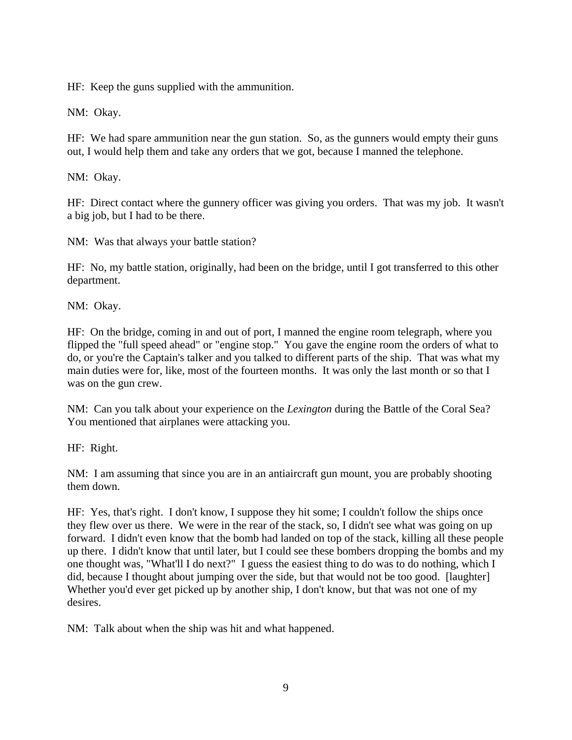HF: Keep the guns supplied with the ammunition.

NM: Okay.

HF: We had spare ammunition near the gun station. So, as the gunners would empty their guns out, I would help them and take any orders that we got, because I manned the telephone.

NM: Okay.

HF: Direct contact where the gunnery officer was giving you orders. That was my job. It wasn't a big job, but I had to be there.

NM: Was that always your battle station?

HF: No, my battle station, originally, had been on the bridge, until I got transferred to this other department.

NM: Okay.

HF: On the bridge, coming in and out of port, I manned the engine room telegraph, where you flipped the "full speed ahead" or "engine stop." You gave the engine room the orders of what to do, or you're the Captain's talker and you talked to different parts of the ship. That was what my main duties were for, like, most of the fourteen months. It was only the last month or so that I was on the gun crew.

NM: Can you talk about your experience on the *Lexington* during the Battle of the Coral Sea? You mentioned that airplanes were attacking you.

HF: Right.

NM: I am assuming that since you are in an antiaircraft gun mount, you are probably shooting them down.

HF: Yes, that's right. I don't know, I suppose they hit some; I couldn't follow the ships once they flew over us there. We were in the rear of the stack, so, I didn't see what was going on up forward. I didn't even know that the bomb had landed on top of the stack, killing all these people up there. I didn't know that until later, but I could see these bombers dropping the bombs and my one thought was, "What'll I do next?" I guess the easiest thing to do was to do nothing, which I did, because I thought about jumping over the side, but that would not be too good. [laughter] Whether you'd ever get picked up by another ship, I don't know, but that was not one of my desires.

NM: Talk about when the ship was hit and what happened.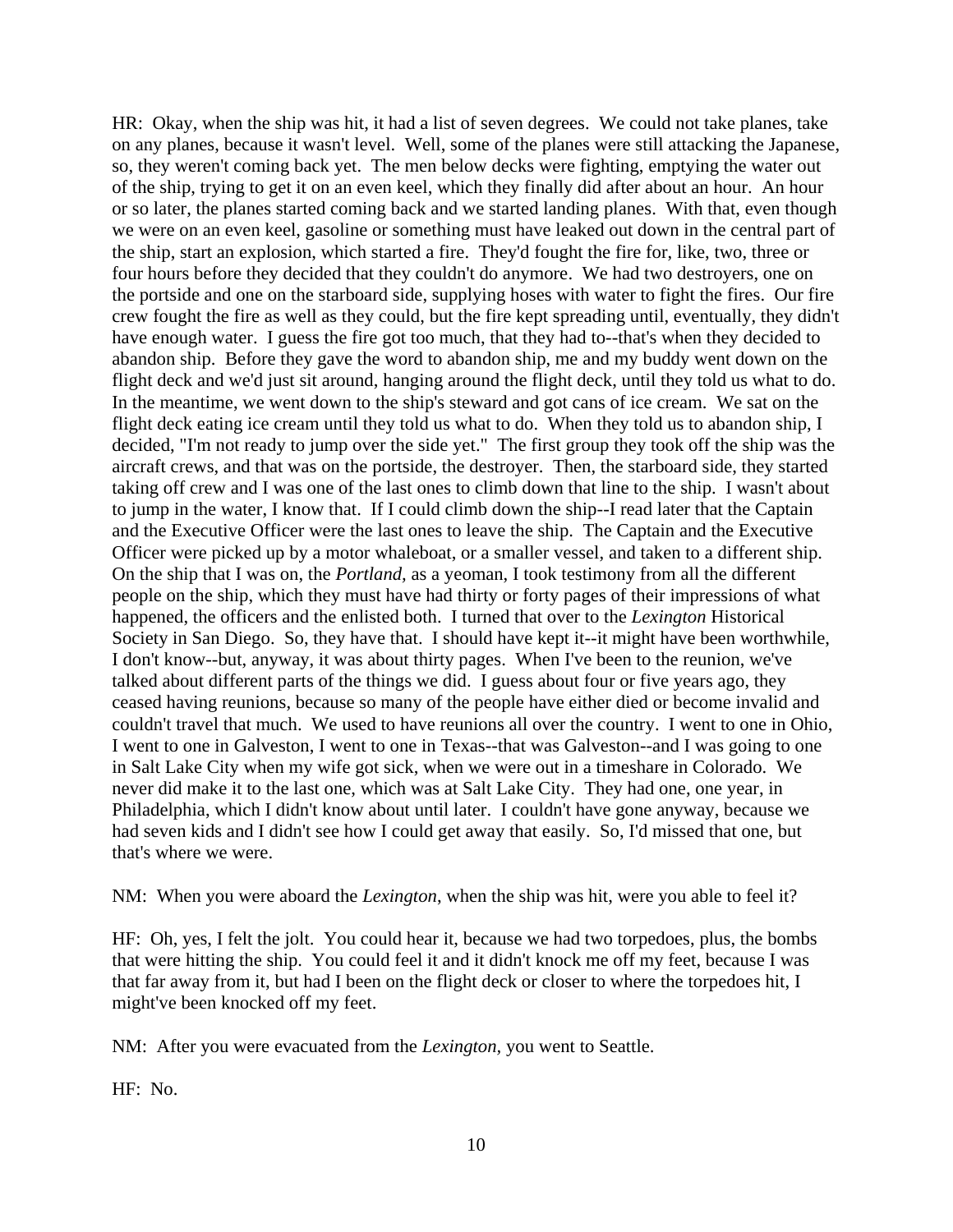HR: Okay, when the ship was hit, it had a list of seven degrees. We could not take planes, take on any planes, because it wasn't level. Well, some of the planes were still attacking the Japanese, so, they weren't coming back yet. The men below decks were fighting, emptying the water out of the ship, trying to get it on an even keel, which they finally did after about an hour. An hour or so later, the planes started coming back and we started landing planes. With that, even though we were on an even keel, gasoline or something must have leaked out down in the central part of the ship, start an explosion, which started a fire. They'd fought the fire for, like, two, three or four hours before they decided that they couldn't do anymore. We had two destroyers, one on the portside and one on the starboard side, supplying hoses with water to fight the fires. Our fire crew fought the fire as well as they could, but the fire kept spreading until, eventually, they didn't have enough water. I guess the fire got too much, that they had to--that's when they decided to abandon ship. Before they gave the word to abandon ship, me and my buddy went down on the flight deck and we'd just sit around, hanging around the flight deck, until they told us what to do. In the meantime, we went down to the ship's steward and got cans of ice cream. We sat on the flight deck eating ice cream until they told us what to do. When they told us to abandon ship, I decided, "I'm not ready to jump over the side yet." The first group they took off the ship was the aircraft crews, and that was on the portside, the destroyer. Then, the starboard side, they started taking off crew and I was one of the last ones to climb down that line to the ship. I wasn't about to jump in the water, I know that. If I could climb down the ship--I read later that the Captain and the Executive Officer were the last ones to leave the ship. The Captain and the Executive Officer were picked up by a motor whaleboat, or a smaller vessel, and taken to a different ship. On the ship that I was on, the *Portland,* as a yeoman, I took testimony from all the different people on the ship, which they must have had thirty or forty pages of their impressions of what happened, the officers and the enlisted both. I turned that over to the *Lexington* Historical Society in San Diego. So, they have that. I should have kept it--it might have been worthwhile, I don't know--but, anyway, it was about thirty pages. When I've been to the reunion, we've talked about different parts of the things we did. I guess about four or five years ago, they ceased having reunions, because so many of the people have either died or become invalid and couldn't travel that much. We used to have reunions all over the country. I went to one in Ohio, I went to one in Galveston, I went to one in Texas--that was Galveston--and I was going to one in Salt Lake City when my wife got sick, when we were out in a timeshare in Colorado. We never did make it to the last one, which was at Salt Lake City. They had one, one year, in Philadelphia, which I didn't know about until later. I couldn't have gone anyway, because we had seven kids and I didn't see how I could get away that easily. So, I'd missed that one, but that's where we were.

NM: When you were aboard the *Lexington*, when the ship was hit, were you able to feel it?

HF: Oh, yes, I felt the jolt. You could hear it, because we had two torpedoes, plus, the bombs that were hitting the ship. You could feel it and it didn't knock me off my feet, because I was that far away from it, but had I been on the flight deck or closer to where the torpedoes hit, I might've been knocked off my feet.

NM: After you were evacuated from the *Lexington*, you went to Seattle.

HF: No.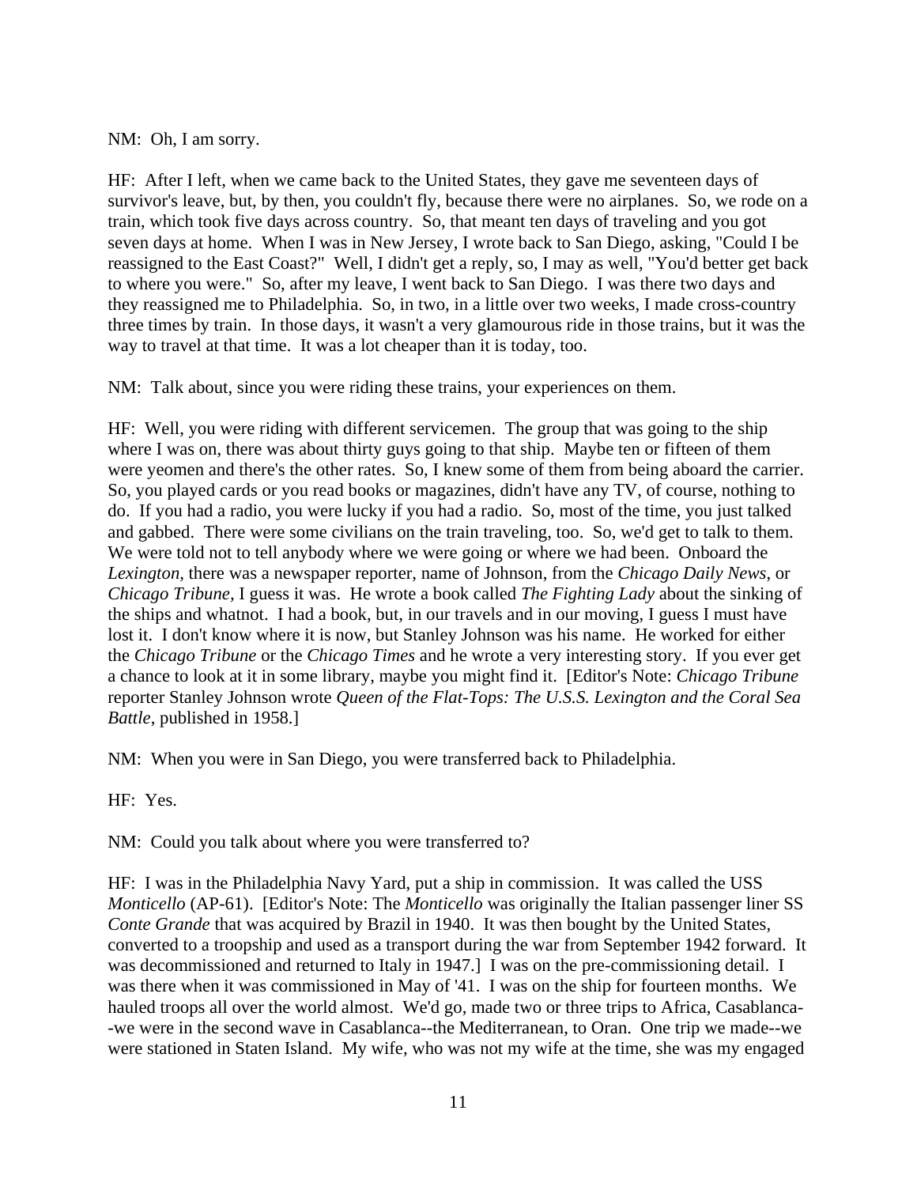NM: Oh, I am sorry.

HF: After I left, when we came back to the United States, they gave me seventeen days of survivor's leave, but, by then, you couldn't fly, because there were no airplanes. So, we rode on a train, which took five days across country. So, that meant ten days of traveling and you got seven days at home. When I was in New Jersey, I wrote back to San Diego, asking, "Could I be reassigned to the East Coast?" Well, I didn't get a reply, so, I may as well, "You'd better get back to where you were." So, after my leave, I went back to San Diego. I was there two days and they reassigned me to Philadelphia. So, in two, in a little over two weeks, I made cross-country three times by train. In those days, it wasn't a very glamourous ride in those trains, but it was the way to travel at that time. It was a lot cheaper than it is today, too.

NM: Talk about, since you were riding these trains, your experiences on them.

HF: Well, you were riding with different servicemen. The group that was going to the ship where I was on, there was about thirty guys going to that ship. Maybe ten or fifteen of them were yeomen and there's the other rates. So, I knew some of them from being aboard the carrier. So, you played cards or you read books or magazines, didn't have any TV, of course, nothing to do. If you had a radio, you were lucky if you had a radio. So, most of the time, you just talked and gabbed. There were some civilians on the train traveling, too. So, we'd get to talk to them. We were told not to tell anybody where we were going or where we had been. Onboard the *Lexington*, there was a newspaper reporter, name of Johnson, from the *Chicago Daily News*, or *Chicago Tribune*, I guess it was. He wrote a book called *The Fighting Lady* about the sinking of the ships and whatnot. I had a book, but, in our travels and in our moving, I guess I must have lost it. I don't know where it is now, but Stanley Johnson was his name. He worked for either the *Chicago Tribune* or the *Chicago Times* and he wrote a very interesting story. If you ever get a chance to look at it in some library, maybe you might find it. [Editor's Note: *Chicago Tribune* reporter Stanley Johnson wrote *Queen of the Flat-Tops: The U.S.S. Lexington and the Coral Sea Battle*, published in 1958.]

NM: When you were in San Diego, you were transferred back to Philadelphia.

HF: Yes.

NM: Could you talk about where you were transferred to?

HF: I was in the Philadelphia Navy Yard, put a ship in commission. It was called the USS *Monticello* (AP-61). [Editor's Note: The *Monticello* was originally the Italian passenger liner SS *Conte Grande* that was acquired by Brazil in 1940. It was then bought by the United States, converted to a troopship and used as a transport during the war from September 1942 forward. It was decommissioned and returned to Italy in 1947.] I was on the pre-commissioning detail. I was there when it was commissioned in May of '41. I was on the ship for fourteen months. We hauled troops all over the world almost. We'd go, made two or three trips to Africa, Casablanca--we were in the second wave in Casablanca--the Mediterranean, to Oran. One trip we made--we were stationed in Staten Island. My wife, who was not my wife at the time, she was my engaged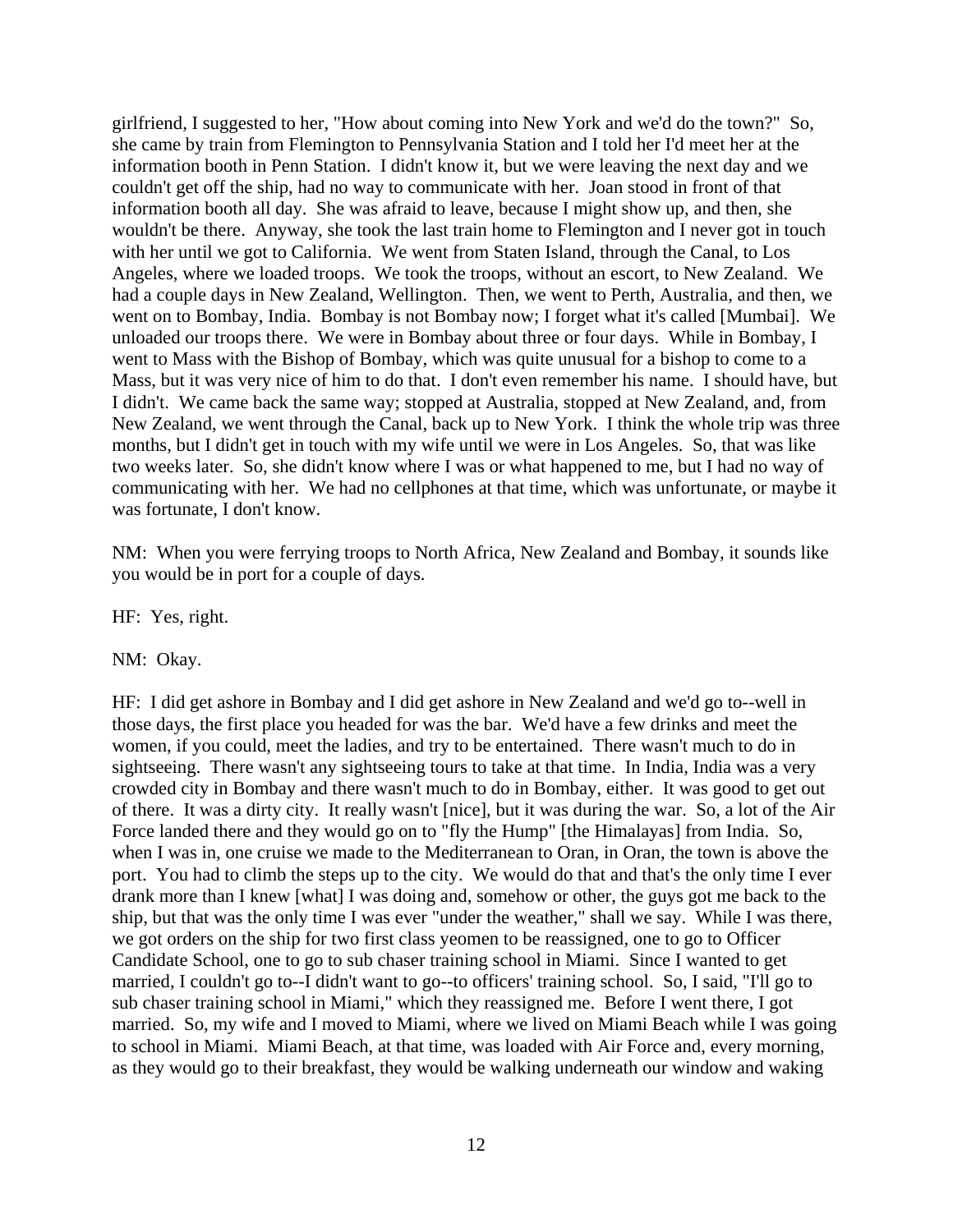girlfriend, I suggested to her, "How about coming into New York and we'd do the town?" So, she came by train from Flemington to Pennsylvania Station and I told her I'd meet her at the information booth in Penn Station. I didn't know it, but we were leaving the next day and we couldn't get off the ship, had no way to communicate with her. Joan stood in front of that information booth all day. She was afraid to leave, because I might show up, and then, she wouldn't be there. Anyway, she took the last train home to Flemington and I never got in touch with her until we got to California. We went from Staten Island, through the Canal, to Los Angeles, where we loaded troops. We took the troops, without an escort, to New Zealand. We had a couple days in New Zealand, Wellington. Then, we went to Perth, Australia, and then, we went on to Bombay, India. Bombay is not Bombay now; I forget what it's called [Mumbai]. We unloaded our troops there. We were in Bombay about three or four days. While in Bombay, I went to Mass with the Bishop of Bombay, which was quite unusual for a bishop to come to a Mass, but it was very nice of him to do that. I don't even remember his name. I should have, but I didn't. We came back the same way; stopped at Australia, stopped at New Zealand, and, from New Zealand, we went through the Canal, back up to New York. I think the whole trip was three months, but I didn't get in touch with my wife until we were in Los Angeles. So, that was like two weeks later. So, she didn't know where I was or what happened to me, but I had no way of communicating with her. We had no cellphones at that time, which was unfortunate, or maybe it was fortunate, I don't know.

NM: When you were ferrying troops to North Africa, New Zealand and Bombay, it sounds like you would be in port for a couple of days.

HF: Yes, right.

NM: Okay.

HF: I did get ashore in Bombay and I did get ashore in New Zealand and we'd go to--well in those days, the first place you headed for was the bar. We'd have a few drinks and meet the women, if you could, meet the ladies, and try to be entertained. There wasn't much to do in sightseeing. There wasn't any sightseeing tours to take at that time. In India, India was a very crowded city in Bombay and there wasn't much to do in Bombay, either. It was good to get out of there. It was a dirty city. It really wasn't [nice], but it was during the war. So, a lot of the Air Force landed there and they would go on to "fly the Hump" [the Himalayas] from India. So, when I was in, one cruise we made to the Mediterranean to Oran, in Oran, the town is above the port. You had to climb the steps up to the city. We would do that and that's the only time I ever drank more than I knew [what] I was doing and, somehow or other, the guys got me back to the ship, but that was the only time I was ever "under the weather," shall we say. While I was there, we got orders on the ship for two first class yeomen to be reassigned, one to go to Officer Candidate School, one to go to sub chaser training school in Miami. Since I wanted to get married, I couldn't go to--I didn't want to go--to officers' training school. So, I said, "I'll go to sub chaser training school in Miami," which they reassigned me. Before I went there, I got married. So, my wife and I moved to Miami, where we lived on Miami Beach while I was going to school in Miami. Miami Beach, at that time, was loaded with Air Force and, every morning, as they would go to their breakfast, they would be walking underneath our window and waking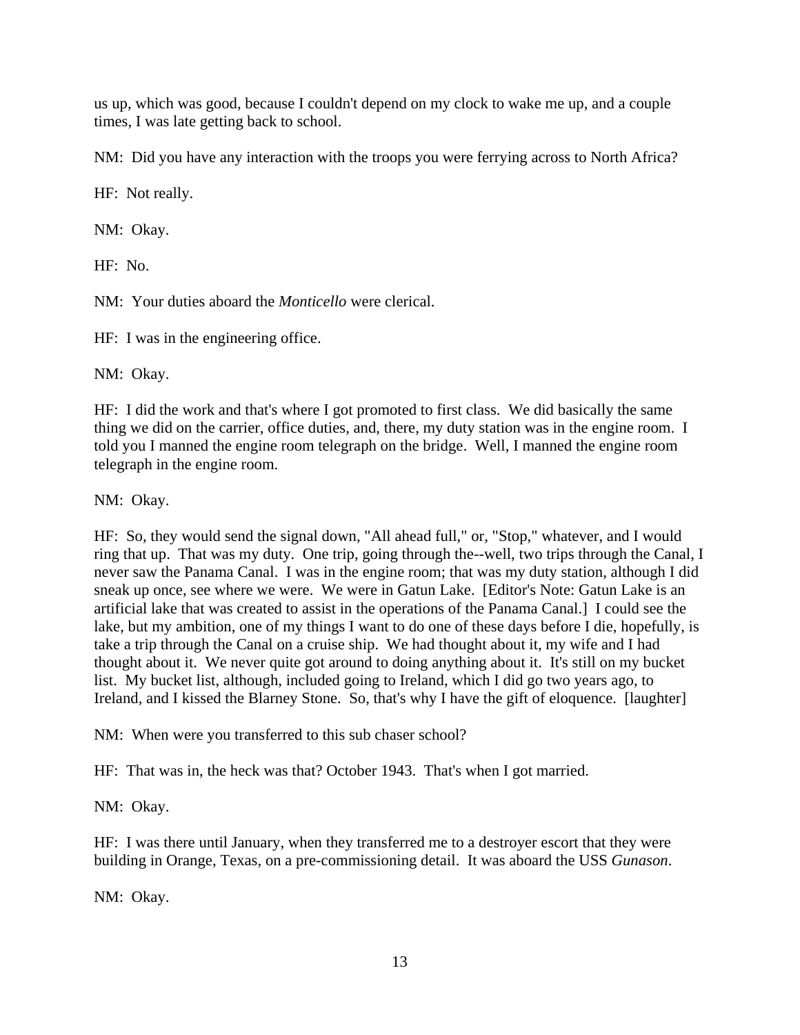us up, which was good, because I couldn't depend on my clock to wake me up, and a couple times, I was late getting back to school.

NM: Did you have any interaction with the troops you were ferrying across to North Africa?

HF: Not really.

NM: Okay.

HF: No.

NM: Your duties aboard the *Monticello* were clerical.

HF: I was in the engineering office.

NM: Okay.

HF: I did the work and that's where I got promoted to first class. We did basically the same thing we did on the carrier, office duties, and, there, my duty station was in the engine room. I told you I manned the engine room telegraph on the bridge. Well, I manned the engine room telegraph in the engine room.

NM: Okay.

HF: So, they would send the signal down, "All ahead full," or, "Stop," whatever, and I would ring that up. That was my duty. One trip, going through the--well, two trips through the Canal, I never saw the Panama Canal. I was in the engine room; that was my duty station, although I did sneak up once, see where we were. We were in Gatun Lake. [Editor's Note: Gatun Lake is an artificial lake that was created to assist in the operations of the Panama Canal.] I could see the lake, but my ambition, one of my things I want to do one of these days before I die, hopefully, is take a trip through the Canal on a cruise ship. We had thought about it, my wife and I had thought about it. We never quite got around to doing anything about it. It's still on my bucket list. My bucket list, although, included going to Ireland, which I did go two years ago, to Ireland, and I kissed the Blarney Stone. So, that's why I have the gift of eloquence. [laughter]

NM: When were you transferred to this sub chaser school?

HF: That was in, the heck was that? October 1943. That's when I got married.

NM: Okay.

HF: I was there until January, when they transferred me to a destroyer escort that they were building in Orange, Texas, on a pre-commissioning detail. It was aboard the USS *Gunason*.

NM: Okay.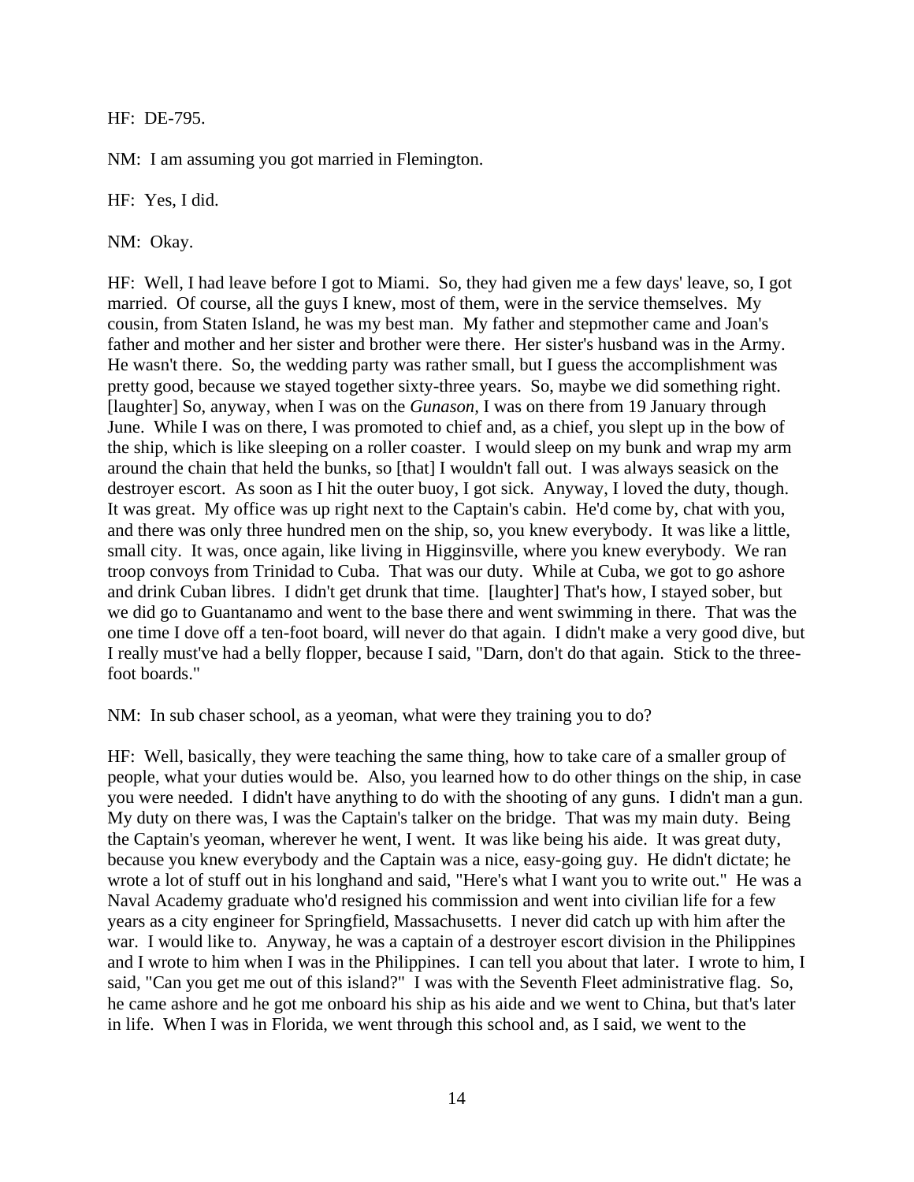HF: DE-795.

NM: I am assuming you got married in Flemington.

HF: Yes, I did.

NM: Okay.

HF: Well, I had leave before I got to Miami. So, they had given me a few days' leave, so, I got married. Of course, all the guys I knew, most of them, were in the service themselves. My cousin, from Staten Island, he was my best man. My father and stepmother came and Joan's father and mother and her sister and brother were there. Her sister's husband was in the Army. He wasn't there. So, the wedding party was rather small, but I guess the accomplishment was pretty good, because we stayed together sixty-three years. So, maybe we did something right. [laughter] So, anyway, when I was on the *Gunason*, I was on there from 19 January through June. While I was on there, I was promoted to chief and, as a chief, you slept up in the bow of the ship, which is like sleeping on a roller coaster. I would sleep on my bunk and wrap my arm around the chain that held the bunks, so [that] I wouldn't fall out. I was always seasick on the destroyer escort. As soon as I hit the outer buoy, I got sick. Anyway, I loved the duty, though. It was great. My office was up right next to the Captain's cabin. He'd come by, chat with you, and there was only three hundred men on the ship, so, you knew everybody. It was like a little, small city. It was, once again, like living in Higginsville, where you knew everybody. We ran troop convoys from Trinidad to Cuba. That was our duty. While at Cuba, we got to go ashore and drink Cuban libres. I didn't get drunk that time. [laughter] That's how, I stayed sober, but we did go to Guantanamo and went to the base there and went swimming in there. That was the one time I dove off a ten-foot board, will never do that again. I didn't make a very good dive, but I really must've had a belly flopper, because I said, "Darn, don't do that again. Stick to the three-foot boards."

NM: In sub chaser school, as a yeoman, what were they training you to do?

HF: Well, basically, they were teaching the same thing, how to take care of a smaller group of people, what your duties would be. Also, you learned how to do other things on the ship, in case you were needed. I didn't have anything to do with the shooting of any guns. I didn't man a gun. My duty on there was, I was the Captain's talker on the bridge. That was my main duty. Being the Captain's yeoman, wherever he went, I went. It was like being his aide. It was great duty, because you knew everybody and the Captain was a nice, easy-going guy. He didn't dictate; he wrote a lot of stuff out in his longhand and said, "Here's what I want you to write out." He was a Naval Academy graduate who'd resigned his commission and went into civilian life for a few years as a city engineer for Springfield, Massachusetts. I never did catch up with him after the war. I would like to. Anyway, he was a captain of a destroyer escort division in the Philippines and I wrote to him when I was in the Philippines. I can tell you about that later. I wrote to him, I said, "Can you get me out of this island?" I was with the Seventh Fleet administrative flag. So, he came ashore and he got me onboard his ship as his aide and we went to China, but that's later in life. When I was in Florida, we went through this school and, as I said, we went to the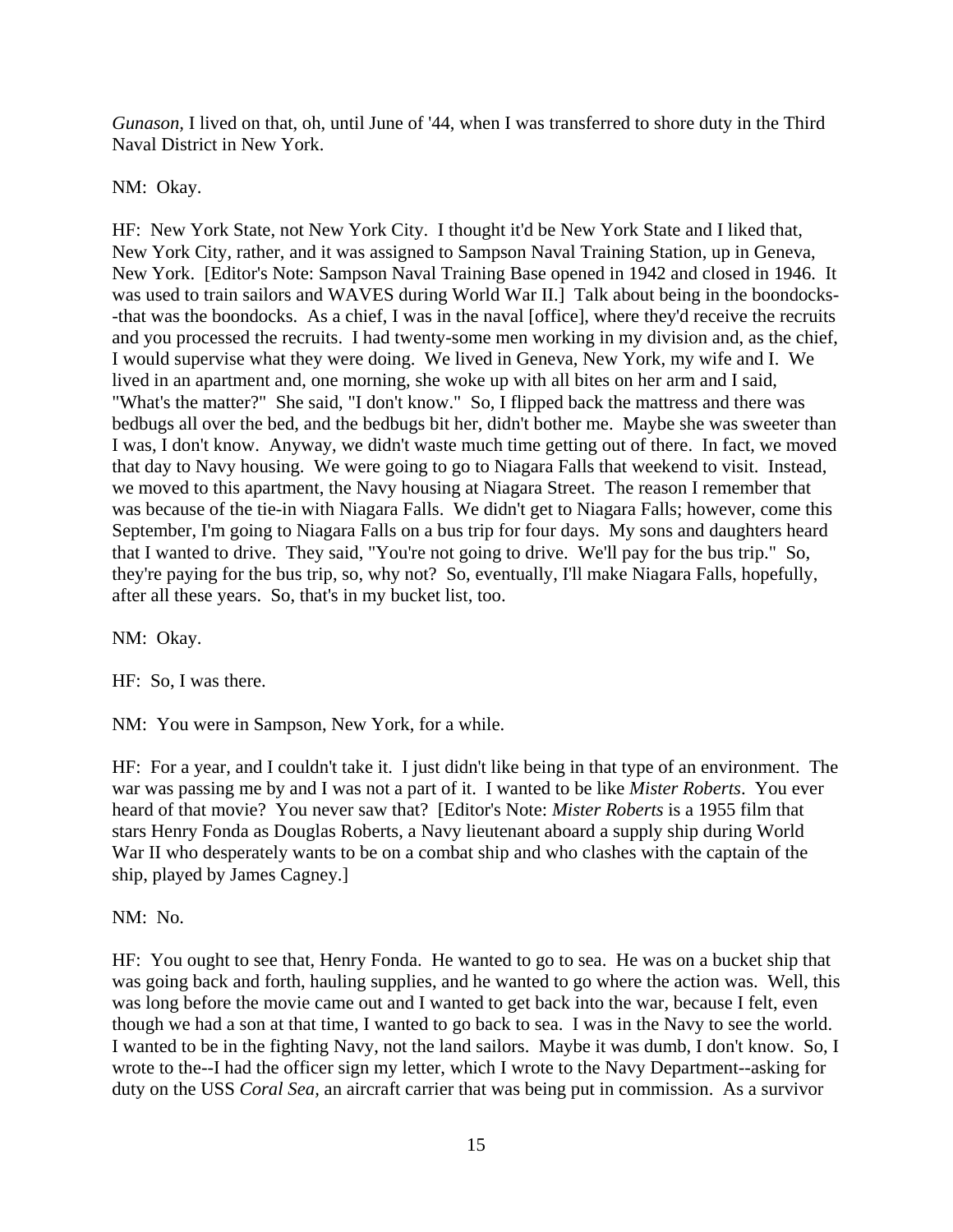*Gunason*, I lived on that, oh, until June of '44, when I was transferred to shore duty in the Third Naval District in New York.

NM: Okay.

HF: New York State, not New York City. I thought it'd be New York State and I liked that, New York City, rather, and it was assigned to Sampson Naval Training Station, up in Geneva, New York. [Editor's Note: Sampson Naval Training Base opened in 1942 and closed in 1946. It was used to train sailors and WAVES during World War II.] Talk about being in the boondocks--that was the boondocks. As a chief, I was in the naval [office], where they'd receive the recruits and you processed the recruits. I had twenty-some men working in my division and, as the chief, I would supervise what they were doing. We lived in Geneva, New York, my wife and I. We lived in an apartment and, one morning, she woke up with all bites on her arm and I said, "What's the matter?" She said, "I don't know." So, I flipped back the mattress and there was bedbugs all over the bed, and the bedbugs bit her, didn't bother me. Maybe she was sweeter than I was, I don't know. Anyway, we didn't waste much time getting out of there. In fact, we moved that day to Navy housing. We were going to go to Niagara Falls that weekend to visit. Instead, we moved to this apartment, the Navy housing at Niagara Street. The reason I remember that was because of the tie-in with Niagara Falls. We didn't get to Niagara Falls; however, come this September, I'm going to Niagara Falls on a bus trip for four days. My sons and daughters heard that I wanted to drive. They said, "You're not going to drive. We'll pay for the bus trip." So, they're paying for the bus trip, so, why not? So, eventually, I'll make Niagara Falls, hopefully, after all these years. So, that's in my bucket list, too.

NM: Okay.

HF: So, I was there.

NM: You were in Sampson, New York, for a while.

HF: For a year, and I couldn't take it. I just didn't like being in that type of an environment. The war was passing me by and I was not a part of it. I wanted to be like *Mister Roberts*. You ever heard of that movie? You never saw that? [Editor's Note: *Mister Roberts* is a 1955 film that stars Henry Fonda as Douglas Roberts, a Navy lieutenant aboard a supply ship during World War II who desperately wants to be on a combat ship and who clashes with the captain of the ship, played by James Cagney.]

NM: No.

HF: You ought to see that, Henry Fonda. He wanted to go to sea. He was on a bucket ship that was going back and forth, hauling supplies, and he wanted to go where the action was. Well, this was long before the movie came out and I wanted to get back into the war, because I felt, even though we had a son at that time, I wanted to go back to sea. I was in the Navy to see the world. I wanted to be in the fighting Navy, not the land sailors. Maybe it was dumb, I don't know. So, I wrote to the--I had the officer sign my letter, which I wrote to the Navy Department--asking for duty on the USS *Coral Sea*, an aircraft carrier that was being put in commission. As a survivor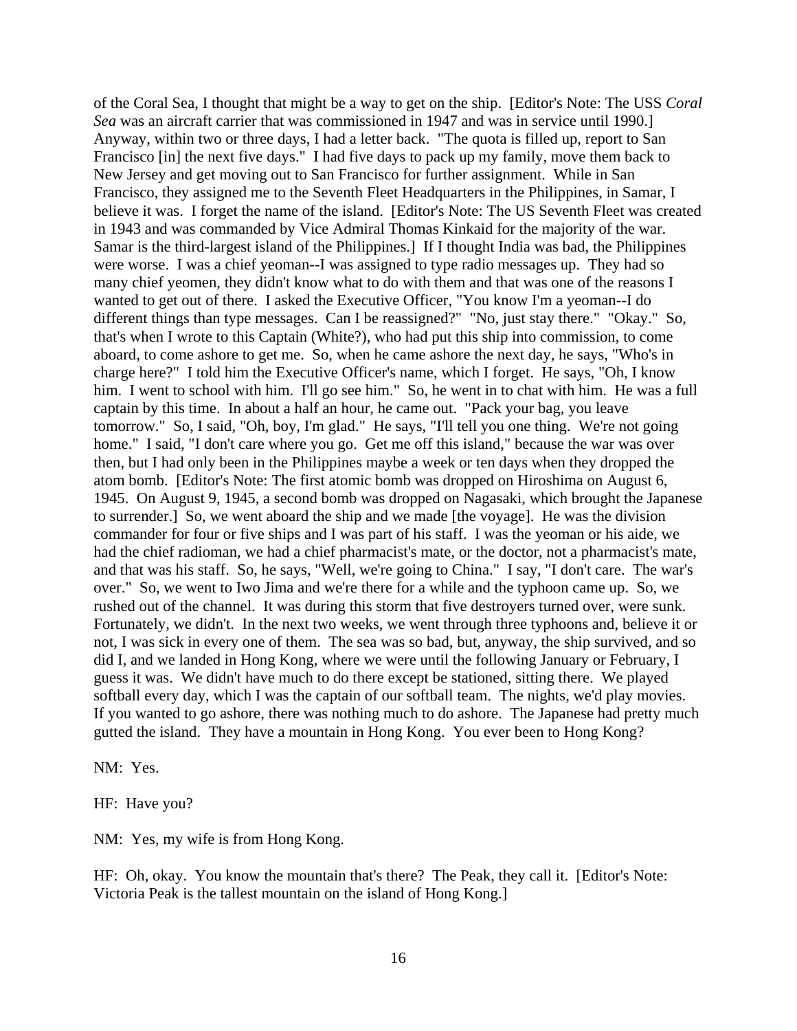of the Coral Sea, I thought that might be a way to get on the ship. [Editor's Note: The USS *Coral Sea* was an aircraft carrier that was commissioned in 1947 and was in service until 1990.] Anyway, within two or three days, I had a letter back. "The quota is filled up, report to San Francisco [in] the next five days." I had five days to pack up my family, move them back to New Jersey and get moving out to San Francisco for further assignment. While in San Francisco, they assigned me to the Seventh Fleet Headquarters in the Philippines, in Samar, I believe it was. I forget the name of the island. [Editor's Note: The US Seventh Fleet was created in 1943 and was commanded by Vice Admiral Thomas Kinkaid for the majority of the war. Samar is the third-largest island of the Philippines.] If I thought India was bad, the Philippines were worse. I was a chief yeoman--I was assigned to type radio messages up. They had so many chief yeomen, they didn't know what to do with them and that was one of the reasons I wanted to get out of there. I asked the Executive Officer, "You know I'm a yeoman--I do different things than type messages. Can I be reassigned?" "No, just stay there." "Okay." So, that's when I wrote to this Captain (White?), who had put this ship into commission, to come aboard, to come ashore to get me. So, when he came ashore the next day, he says, "Who's in charge here?" I told him the Executive Officer's name, which I forget. He says, "Oh, I know him. I went to school with him. I'll go see him." So, he went in to chat with him. He was a full captain by this time. In about a half an hour, he came out. "Pack your bag, you leave tomorrow." So, I said, "Oh, boy, I'm glad." He says, "I'll tell you one thing. We're not going home." I said, "I don't care where you go. Get me off this island," because the war was over then, but I had only been in the Philippines maybe a week or ten days when they dropped the atom bomb. [Editor's Note: The first atomic bomb was dropped on Hiroshima on August 6, 1945. On August 9, 1945, a second bomb was dropped on Nagasaki, which brought the Japanese to surrender.] So, we went aboard the ship and we made [the voyage]. He was the division commander for four or five ships and I was part of his staff. I was the yeoman or his aide, we had the chief radioman, we had a chief pharmacist's mate, or the doctor, not a pharmacist's mate, and that was his staff. So, he says, "Well, we're going to China." I say, "I don't care. The war's over." So, we went to Iwo Jima and we're there for a while and the typhoon came up. So, we rushed out of the channel. It was during this storm that five destroyers turned over, were sunk. Fortunately, we didn't. In the next two weeks, we went through three typhoons and, believe it or not, I was sick in every one of them. The sea was so bad, but, anyway, the ship survived, and so did I, and we landed in Hong Kong, where we were until the following January or February, I guess it was. We didn't have much to do there except be stationed, sitting there. We played softball every day, which I was the captain of our softball team. The nights, we'd play movies. If you wanted to go ashore, there was nothing much to do ashore. The Japanese had pretty much gutted the island. They have a mountain in Hong Kong. You ever been to Hong Kong?

NM: Yes.

HF: Have you?

NM: Yes, my wife is from Hong Kong.

HF: Oh, okay. You know the mountain that's there? The Peak, they call it. [Editor's Note: Victoria Peak is the tallest mountain on the island of Hong Kong.]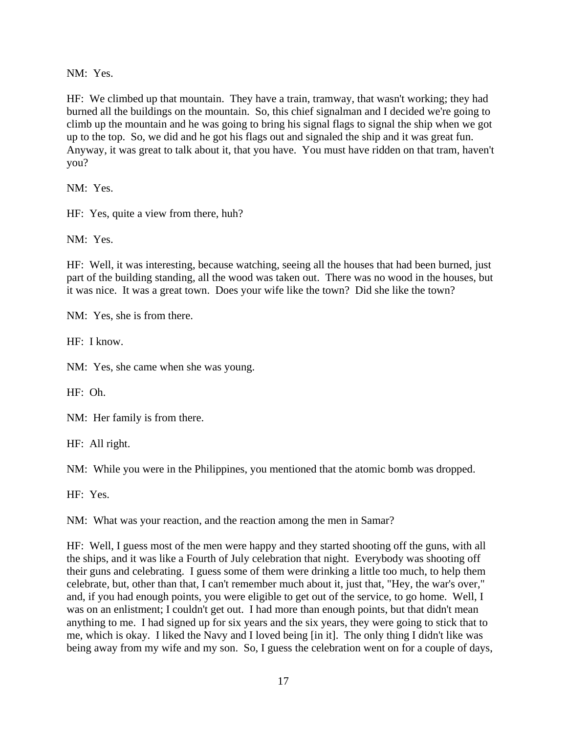NM: Yes.

HF: We climbed up that mountain. They have a train, tramway, that wasn't working; they had burned all the buildings on the mountain. So, this chief signalman and I decided we're going to climb up the mountain and he was going to bring his signal flags to signal the ship when we got up to the top. So, we did and he got his flags out and signaled the ship and it was great fun. Anyway, it was great to talk about it, that you have. You must have ridden on that tram, haven't you?

NM: Yes.

HF: Yes, quite a view from there, huh?

NM: Yes.

HF: Well, it was interesting, because watching, seeing all the houses that had been burned, just part of the building standing, all the wood was taken out. There was no wood in the houses, but it was nice. It was a great town. Does your wife like the town? Did she like the town?

NM: Yes, she is from there.

HF: I know.

NM: Yes, she came when she was young.

HF: Oh.

NM: Her family is from there.

HF: All right.

NM: While you were in the Philippines, you mentioned that the atomic bomb was dropped.

HF: Yes.

NM: What was your reaction, and the reaction among the men in Samar?

HF: Well, I guess most of the men were happy and they started shooting off the guns, with all the ships, and it was like a Fourth of July celebration that night. Everybody was shooting off their guns and celebrating. I guess some of them were drinking a little too much, to help them celebrate, but, other than that, I can't remember much about it, just that, "Hey, the war's over," and, if you had enough points, you were eligible to get out of the service, to go home. Well, I was on an enlistment; I couldn't get out. I had more than enough points, but that didn't mean anything to me. I had signed up for six years and the six years, they were going to stick that to me, which is okay. I liked the Navy and I loved being [in it]. The only thing I didn't like was being away from my wife and my son. So, I guess the celebration went on for a couple of days,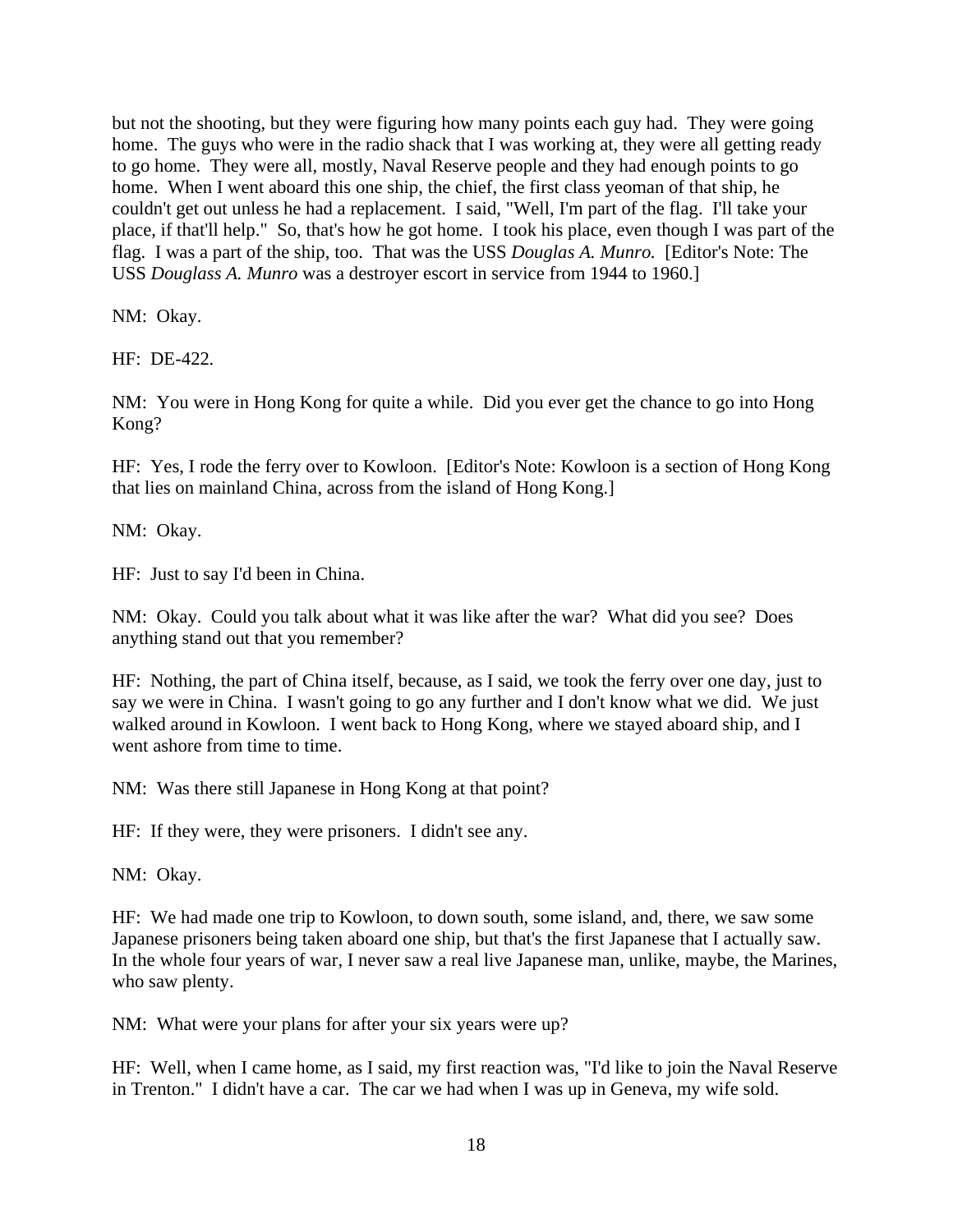but not the shooting, but they were figuring how many points each guy had. They were going home. The guys who were in the radio shack that I was working at, they were all getting ready to go home. They were all, mostly, Naval Reserve people and they had enough points to go home. When I went aboard this one ship, the chief, the first class yeoman of that ship, he couldn't get out unless he had a replacement. I said, "Well, I'm part of the flag. I'll take your place, if that'll help." So, that's how he got home. I took his place, even though I was part of the flag. I was a part of the ship, too. That was the USS *Douglas A. Munro.* [Editor's Note: The USS *Douglass A. Munro* was a destroyer escort in service from 1944 to 1960.]

NM: Okay.

HF: DE-422.

NM: You were in Hong Kong for quite a while. Did you ever get the chance to go into Hong Kong?

HF: Yes, I rode the ferry over to Kowloon. [Editor's Note: Kowloon is a section of Hong Kong that lies on mainland China, across from the island of Hong Kong.]

NM: Okay.

HF: Just to say I'd been in China.

NM: Okay. Could you talk about what it was like after the war? What did you see? Does anything stand out that you remember?

HF: Nothing, the part of China itself, because, as I said, we took the ferry over one day, just to say we were in China. I wasn't going to go any further and I don't know what we did. We just walked around in Kowloon. I went back to Hong Kong, where we stayed aboard ship, and I went ashore from time to time.

NM: Was there still Japanese in Hong Kong at that point?

HF: If they were, they were prisoners. I didn't see any.

NM: Okay.

HF: We had made one trip to Kowloon, to down south, some island, and, there, we saw some Japanese prisoners being taken aboard one ship, but that's the first Japanese that I actually saw. In the whole four years of war, I never saw a real live Japanese man, unlike, maybe, the Marines, who saw plenty.

NM: What were your plans for after your six years were up?

HF: Well, when I came home, as I said, my first reaction was, "I'd like to join the Naval Reserve in Trenton." I didn't have a car. The car we had when I was up in Geneva, my wife sold.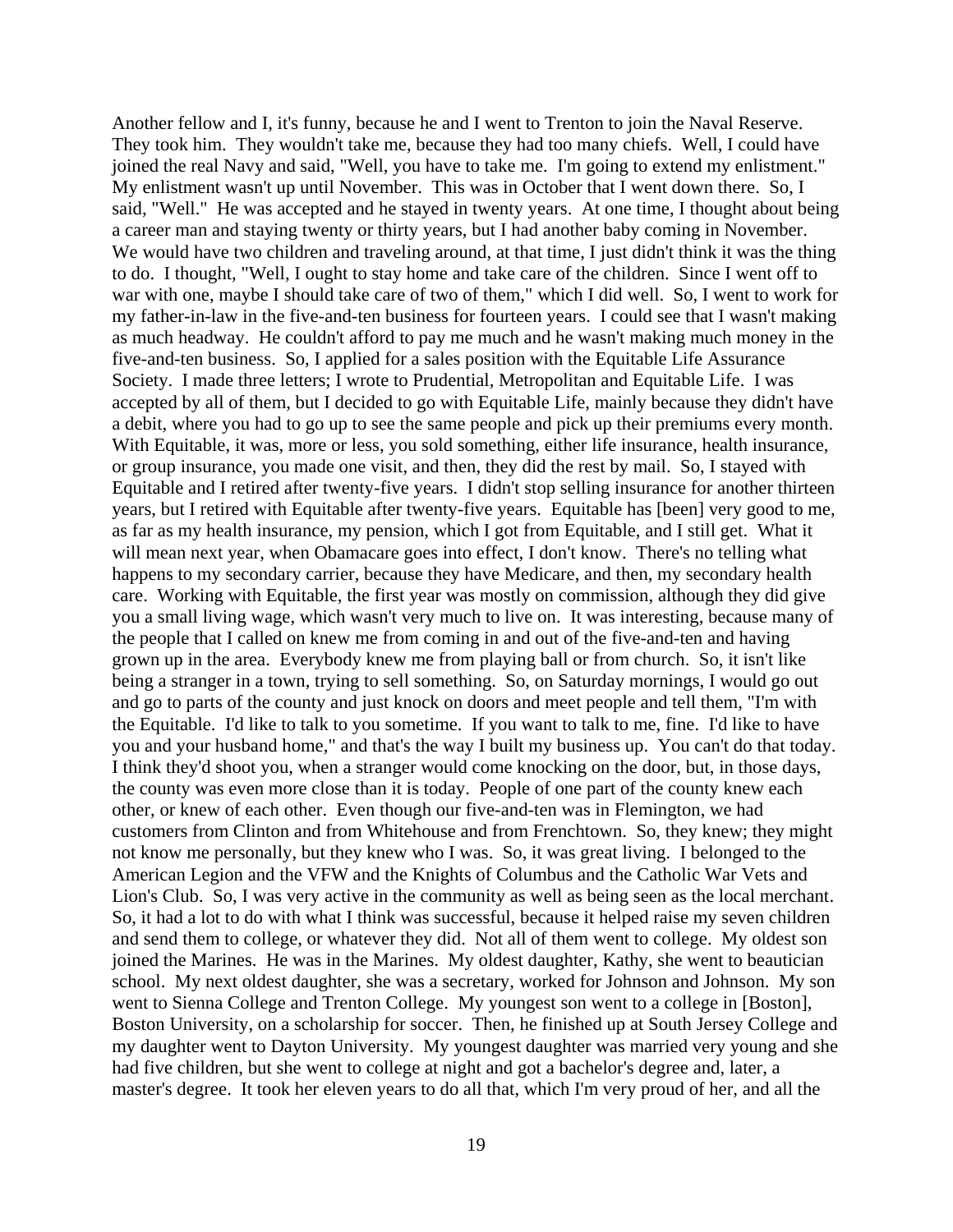Another fellow and I, it's funny, because he and I went to Trenton to join the Naval Reserve. They took him. They wouldn't take me, because they had too many chiefs. Well, I could have joined the real Navy and said, "Well, you have to take me. I'm going to extend my enlistment." My enlistment wasn't up until November. This was in October that I went down there. So, I said, "Well." He was accepted and he stayed in twenty years. At one time, I thought about being a career man and staying twenty or thirty years, but I had another baby coming in November. We would have two children and traveling around, at that time, I just didn't think it was the thing to do. I thought, "Well, I ought to stay home and take care of the children. Since I went off to war with one, maybe I should take care of two of them," which I did well. So, I went to work for my father-in-law in the five-and-ten business for fourteen years. I could see that I wasn't making as much headway. He couldn't afford to pay me much and he wasn't making much money in the five-and-ten business. So, I applied for a sales position with the Equitable Life Assurance Society. I made three letters; I wrote to Prudential, Metropolitan and Equitable Life. I was accepted by all of them, but I decided to go with Equitable Life, mainly because they didn't have a debit, where you had to go up to see the same people and pick up their premiums every month. With Equitable, it was, more or less, you sold something, either life insurance, health insurance, or group insurance, you made one visit, and then, they did the rest by mail. So, I stayed with Equitable and I retired after twenty-five years. I didn't stop selling insurance for another thirteen years, but I retired with Equitable after twenty-five years. Equitable has [been] very good to me, as far as my health insurance, my pension, which I got from Equitable, and I still get. What it will mean next year, when Obamacare goes into effect, I don't know. There's no telling what happens to my secondary carrier, because they have Medicare, and then, my secondary health care. Working with Equitable, the first year was mostly on commission, although they did give you a small living wage, which wasn't very much to live on. It was interesting, because many of the people that I called on knew me from coming in and out of the five-and-ten and having grown up in the area. Everybody knew me from playing ball or from church. So, it isn't like being a stranger in a town, trying to sell something. So, on Saturday mornings, I would go out and go to parts of the county and just knock on doors and meet people and tell them, "I'm with the Equitable. I'd like to talk to you sometime. If you want to talk to me, fine. I'd like to have you and your husband home," and that's the way I built my business up. You can't do that today. I think they'd shoot you, when a stranger would come knocking on the door, but, in those days, the county was even more close than it is today. People of one part of the county knew each other, or knew of each other. Even though our five-and-ten was in Flemington, we had customers from Clinton and from Whitehouse and from Frenchtown. So, they knew; they might not know me personally, but they knew who I was. So, it was great living. I belonged to the American Legion and the VFW and the Knights of Columbus and the Catholic War Vets and Lion's Club. So, I was very active in the community as well as being seen as the local merchant. So, it had a lot to do with what I think was successful, because it helped raise my seven children and send them to college, or whatever they did. Not all of them went to college. My oldest son joined the Marines. He was in the Marines. My oldest daughter, Kathy, she went to beautician school. My next oldest daughter, she was a secretary, worked for Johnson and Johnson. My son went to Sienna College and Trenton College. My youngest son went to a college in [Boston], Boston University, on a scholarship for soccer. Then, he finished up at South Jersey College and my daughter went to Dayton University. My youngest daughter was married very young and she had five children, but she went to college at night and got a bachelor's degree and, later, a master's degree. It took her eleven years to do all that, which I'm very proud of her, and all the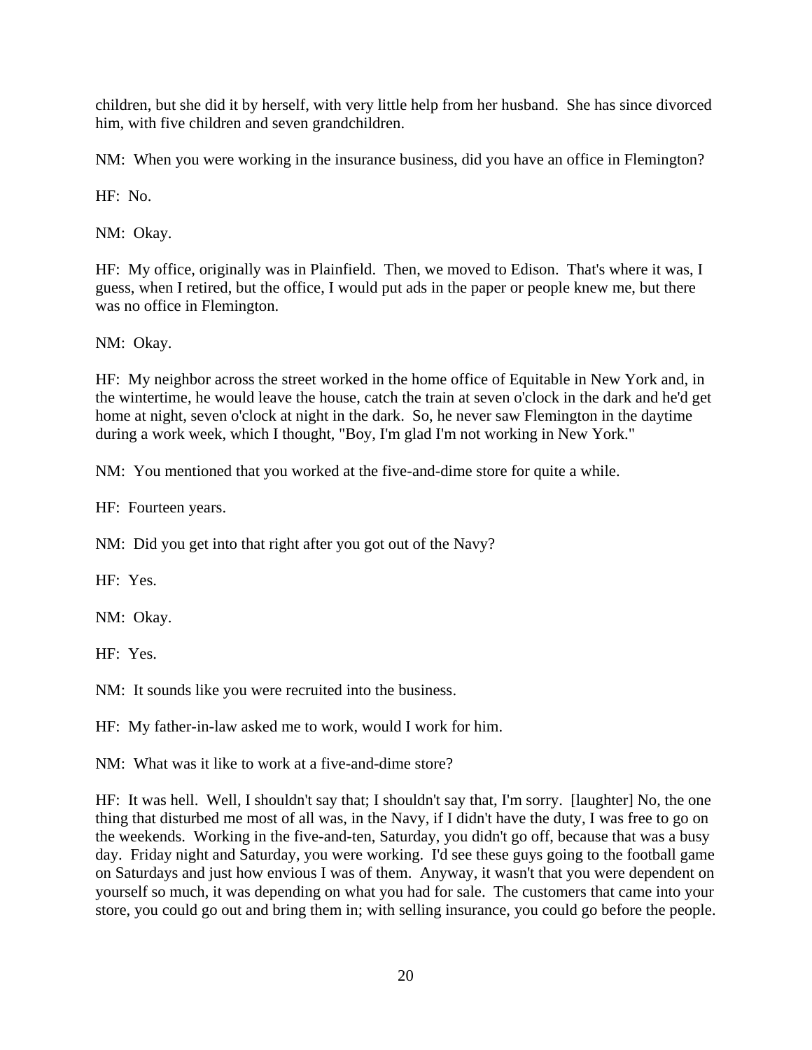children, but she did it by herself, with very little help from her husband. She has since divorced him, with five children and seven grandchildren.

NM: When you were working in the insurance business, did you have an office in Flemington?

HF: No.

NM: Okay.

HF: My office, originally was in Plainfield. Then, we moved to Edison. That's where it was, I guess, when I retired, but the office, I would put ads in the paper or people knew me, but there was no office in Flemington.

NM: Okay.

HF: My neighbor across the street worked in the home office of Equitable in New York and, in the wintertime, he would leave the house, catch the train at seven o'clock in the dark and he'd get home at night, seven o'clock at night in the dark. So, he never saw Flemington in the daytime during a work week, which I thought, "Boy, I'm glad I'm not working in New York."

NM: You mentioned that you worked at the five-and-dime store for quite a while.

HF: Fourteen years.

NM: Did you get into that right after you got out of the Navy?

HF: Yes.

NM: Okay.

HF: Yes.

NM: It sounds like you were recruited into the business.

HF: My father-in-law asked me to work, would I work for him.

NM: What was it like to work at a five-and-dime store?

HF: It was hell. Well, I shouldn't say that; I shouldn't say that, I'm sorry. [laughter] No, the one thing that disturbed me most of all was, in the Navy, if I didn't have the duty, I was free to go on the weekends. Working in the five-and-ten, Saturday, you didn't go off, because that was a busy day. Friday night and Saturday, you were working. I'd see these guys going to the football game on Saturdays and just how envious I was of them. Anyway, it wasn't that you were dependent on yourself so much, it was depending on what you had for sale. The customers that came into your store, you could go out and bring them in; with selling insurance, you could go before the people.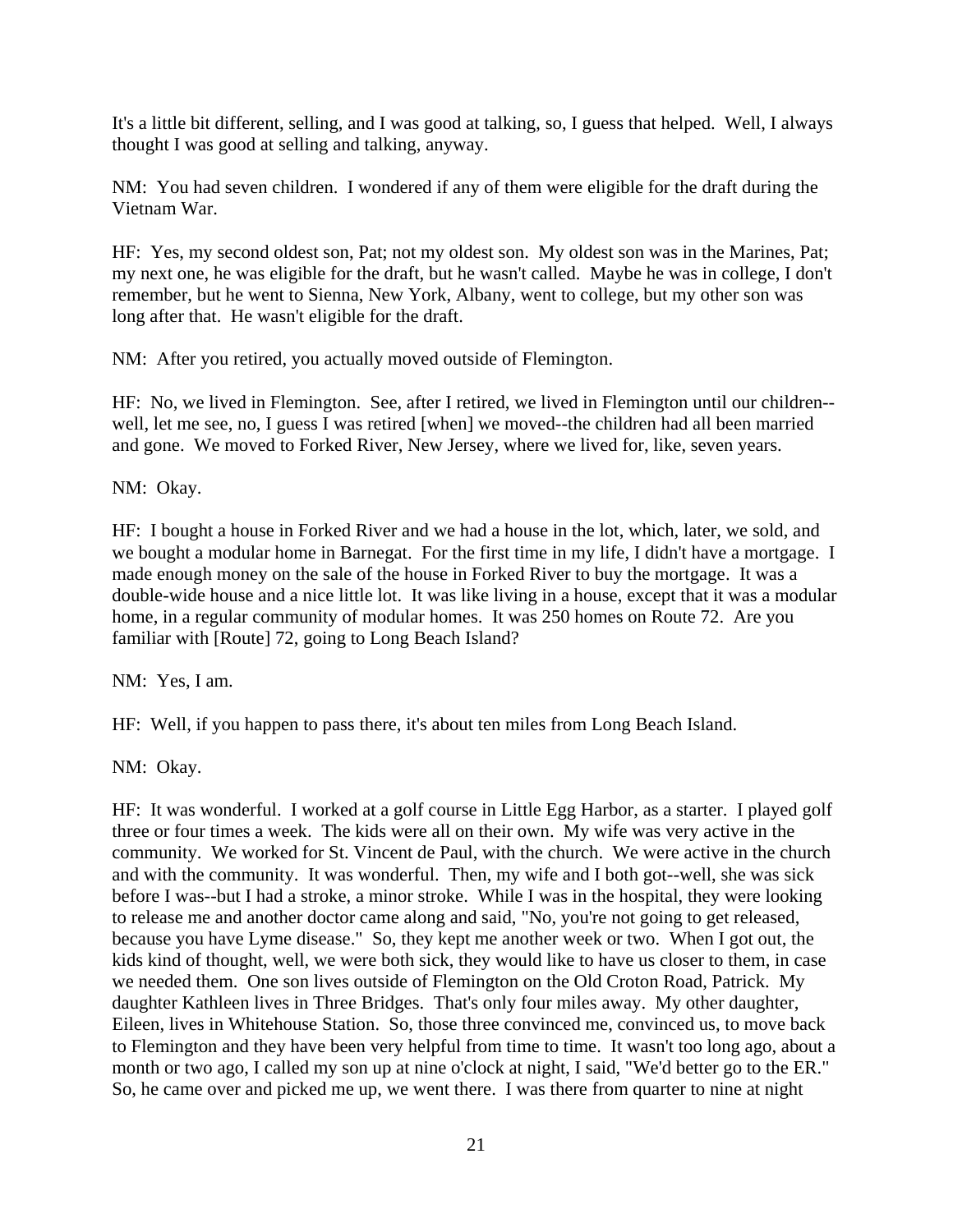It's a little bit different, selling, and I was good at talking, so, I guess that helped. Well, I always thought I was good at selling and talking, anyway.

NM: You had seven children. I wondered if any of them were eligible for the draft during the Vietnam War.

HF: Yes, my second oldest son, Pat; not my oldest son. My oldest son was in the Marines, Pat; my next one, he was eligible for the draft, but he wasn't called. Maybe he was in college, I don't remember, but he went to Sienna, New York, Albany, went to college, but my other son was long after that. He wasn't eligible for the draft.

NM: After you retired, you actually moved outside of Flemington.

HF: No, we lived in Flemington. See, after I retired, we lived in Flemington until our children--well, let me see, no, I guess I was retired [when] we moved--the children had all been married and gone. We moved to Forked River, New Jersey, where we lived for, like, seven years.

NM: Okay.

HF: I bought a house in Forked River and we had a house in the lot, which, later, we sold, and we bought a modular home in Barnegat. For the first time in my life, I didn't have a mortgage. I made enough money on the sale of the house in Forked River to buy the mortgage. It was a double-wide house and a nice little lot. It was like living in a house, except that it was a modular home, in a regular community of modular homes. It was 250 homes on Route 72. Are you familiar with [Route] 72, going to Long Beach Island?

NM: Yes, I am.

HF: Well, if you happen to pass there, it's about ten miles from Long Beach Island.

NM: Okay.

HF: It was wonderful. I worked at a golf course in Little Egg Harbor, as a starter. I played golf three or four times a week. The kids were all on their own. My wife was very active in the community. We worked for St. Vincent de Paul, with the church. We were active in the church and with the community. It was wonderful. Then, my wife and I both got--well, she was sick before I was--but I had a stroke, a minor stroke. While I was in the hospital, they were looking to release me and another doctor came along and said, "No, you're not going to get released, because you have Lyme disease." So, they kept me another week or two. When I got out, the kids kind of thought, well, we were both sick, they would like to have us closer to them, in case we needed them. One son lives outside of Flemington on the Old Croton Road, Patrick. My daughter Kathleen lives in Three Bridges. That's only four miles away. My other daughter, Eileen, lives in Whitehouse Station. So, those three convinced me, convinced us, to move back to Flemington and they have been very helpful from time to time. It wasn't too long ago, about a month or two ago, I called my son up at nine o'clock at night, I said, "We'd better go to the ER." So, he came over and picked me up, we went there. I was there from quarter to nine at night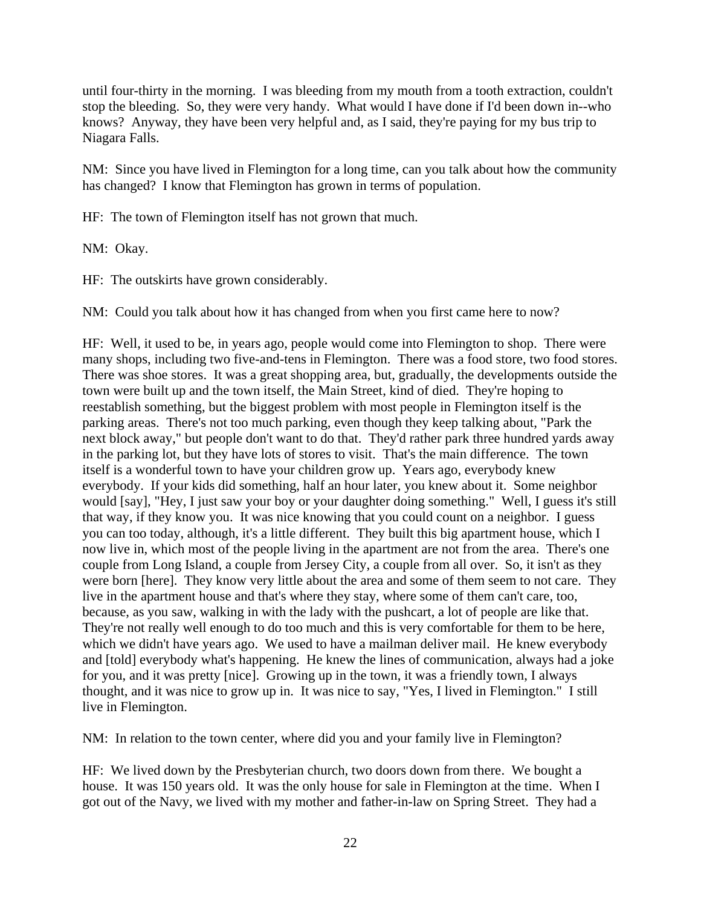until four-thirty in the morning. I was bleeding from my mouth from a tooth extraction, couldn't stop the bleeding. So, they were very handy. What would I have done if I'd been down in--who knows? Anyway, they have been very helpful and, as I said, they're paying for my bus trip to Niagara Falls.

NM: Since you have lived in Flemington for a long time, can you talk about how the community has changed? I know that Flemington has grown in terms of population.

HF: The town of Flemington itself has not grown that much.

NM: Okay.

HF: The outskirts have grown considerably.

NM: Could you talk about how it has changed from when you first came here to now?

HF: Well, it used to be, in years ago, people would come into Flemington to shop. There were many shops, including two five-and-tens in Flemington. There was a food store, two food stores. There was shoe stores. It was a great shopping area, but, gradually, the developments outside the town were built up and the town itself, the Main Street, kind of died. They're hoping to reestablish something, but the biggest problem with most people in Flemington itself is the parking areas. There's not too much parking, even though they keep talking about, "Park the next block away," but people don't want to do that. They'd rather park three hundred yards away in the parking lot, but they have lots of stores to visit. That's the main difference. The town itself is a wonderful town to have your children grow up. Years ago, everybody knew everybody. If your kids did something, half an hour later, you knew about it. Some neighbor would [say], "Hey, I just saw your boy or your daughter doing something." Well, I guess it's still that way, if they know you. It was nice knowing that you could count on a neighbor. I guess you can too today, although, it's a little different. They built this big apartment house, which I now live in, which most of the people living in the apartment are not from the area. There's one couple from Long Island, a couple from Jersey City, a couple from all over. So, it isn't as they were born [here]. They know very little about the area and some of them seem to not care. They live in the apartment house and that's where they stay, where some of them can't care, too, because, as you saw, walking in with the lady with the pushcart, a lot of people are like that. They're not really well enough to do too much and this is very comfortable for them to be here, which we didn't have years ago. We used to have a mailman deliver mail. He knew everybody and [told] everybody what's happening. He knew the lines of communication, always had a joke for you, and it was pretty [nice]. Growing up in the town, it was a friendly town, I always thought, and it was nice to grow up in. It was nice to say, "Yes, I lived in Flemington." I still live in Flemington.

NM: In relation to the town center, where did you and your family live in Flemington?

HF: We lived down by the Presbyterian church, two doors down from there. We bought a house. It was 150 years old. It was the only house for sale in Flemington at the time. When I got out of the Navy, we lived with my mother and father-in-law on Spring Street. They had a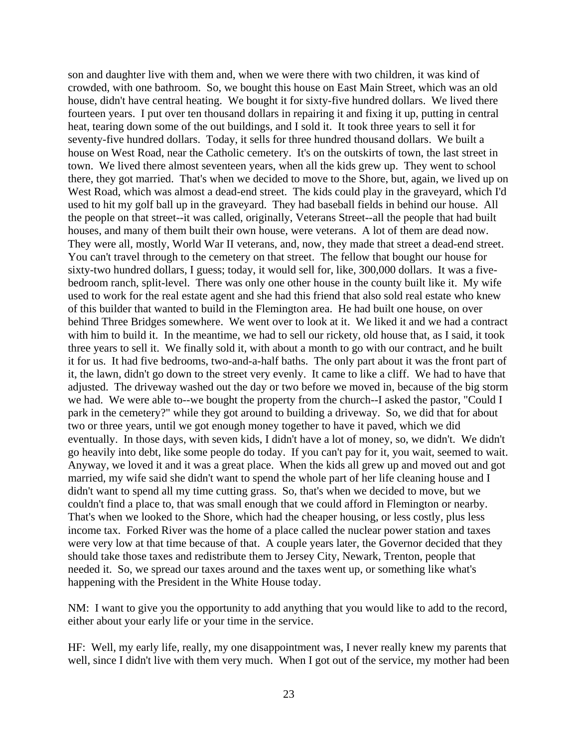son and daughter live with them and, when we were there with two children, it was kind of crowded, with one bathroom. So, we bought this house on East Main Street, which was an old house, didn't have central heating. We bought it for sixty-five hundred dollars. We lived there fourteen years. I put over ten thousand dollars in repairing it and fixing it up, putting in central heat, tearing down some of the out buildings, and I sold it. It took three years to sell it for seventy-five hundred dollars. Today, it sells for three hundred thousand dollars. We built a house on West Road, near the Catholic cemetery. It's on the outskirts of town, the last street in town. We lived there almost seventeen years, when all the kids grew up. They went to school there, they got married. That's when we decided to move to the Shore, but, again, we lived up on West Road, which was almost a dead-end street. The kids could play in the graveyard, which I'd used to hit my golf ball up in the graveyard. They had baseball fields in behind our house. All the people on that street--it was called, originally, Veterans Street--all the people that had built houses, and many of them built their own house, were veterans. A lot of them are dead now. They were all, mostly, World War II veterans, and, now, they made that street a dead-end street. You can't travel through to the cemetery on that street. The fellow that bought our house for sixty-two hundred dollars, I guess; today, it would sell for, like, 300,000 dollars. It was a five-bedroom ranch, split-level. There was only one other house in the county built like it. My wife used to work for the real estate agent and she had this friend that also sold real estate who knew of this builder that wanted to build in the Flemington area. He had built one house, on over behind Three Bridges somewhere. We went over to look at it. We liked it and we had a contract with him to build it. In the meantime, we had to sell our rickety, old house that, as I said, it took three years to sell it. We finally sold it, with about a month to go with our contract, and he built it for us. It had five bedrooms, two-and-a-half baths. The only part about it was the front part of it, the lawn, didn't go down to the street very evenly. It came to like a cliff. We had to have that adjusted. The driveway washed out the day or two before we moved in, because of the big storm we had. We were able to--we bought the property from the church--I asked the pastor, "Could I park in the cemetery?" while they got around to building a driveway. So, we did that for about two or three years, until we got enough money together to have it paved, which we did eventually. In those days, with seven kids, I didn't have a lot of money, so, we didn't. We didn't go heavily into debt, like some people do today. If you can't pay for it, you wait, seemed to wait. Anyway, we loved it and it was a great place. When the kids all grew up and moved out and got married, my wife said she didn't want to spend the whole part of her life cleaning house and I didn't want to spend all my time cutting grass. So, that's when we decided to move, but we couldn't find a place to, that was small enough that we could afford in Flemington or nearby. That's when we looked to the Shore, which had the cheaper housing, or less costly, plus less income tax. Forked River was the home of a place called the nuclear power station and taxes were very low at that time because of that. A couple years later, the Governor decided that they should take those taxes and redistribute them to Jersey City, Newark, Trenton, people that needed it. So, we spread our taxes around and the taxes went up, or something like what's happening with the President in the White House today.

NM: I want to give you the opportunity to add anything that you would like to add to the record, either about your early life or your time in the service.

HF: Well, my early life, really, my one disappointment was, I never really knew my parents that well, since I didn't live with them very much. When I got out of the service, my mother had been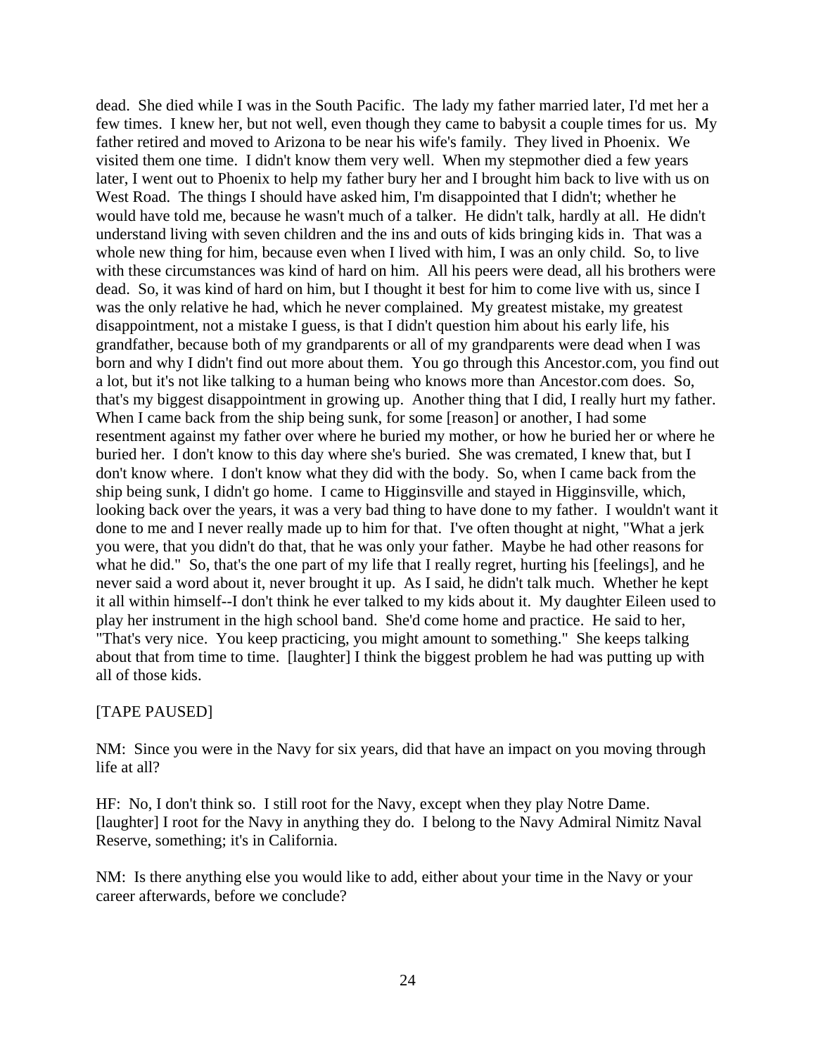dead. She died while I was in the South Pacific. The lady my father married later, I'd met her a few times. I knew her, but not well, even though they came to babysit a couple times for us. My father retired and moved to Arizona to be near his wife's family. They lived in Phoenix. We visited them one time. I didn't know them very well. When my stepmother died a few years later, I went out to Phoenix to help my father bury her and I brought him back to live with us on West Road. The things I should have asked him, I'm disappointed that I didn't; whether he would have told me, because he wasn't much of a talker. He didn't talk, hardly at all. He didn't understand living with seven children and the ins and outs of kids bringing kids in. That was a whole new thing for him, because even when I lived with him, I was an only child. So, to live with these circumstances was kind of hard on him. All his peers were dead, all his brothers were dead. So, it was kind of hard on him, but I thought it best for him to come live with us, since I was the only relative he had, which he never complained. My greatest mistake, my greatest disappointment, not a mistake I guess, is that I didn't question him about his early life, his grandfather, because both of my grandparents or all of my grandparents were dead when I was born and why I didn't find out more about them. You go through this Ancestor.com, you find out a lot, but it's not like talking to a human being who knows more than Ancestor.com does. So, that's my biggest disappointment in growing up. Another thing that I did, I really hurt my father. When I came back from the ship being sunk, for some [reason] or another, I had some resentment against my father over where he buried my mother, or how he buried her or where he buried her. I don't know to this day where she's buried. She was cremated, I knew that, but I don't know where. I don't know what they did with the body. So, when I came back from the ship being sunk, I didn't go home. I came to Higginsville and stayed in Higginsville, which, looking back over the years, it was a very bad thing to have done to my father. I wouldn't want it done to me and I never really made up to him for that. I've often thought at night, "What a jerk you were, that you didn't do that, that he was only your father. Maybe he had other reasons for what he did." So, that's the one part of my life that I really regret, hurting his [feelings], and he never said a word about it, never brought it up. As I said, he didn't talk much. Whether he kept it all within himself--I don't think he ever talked to my kids about it. My daughter Eileen used to play her instrument in the high school band. She'd come home and practice. He said to her, "That's very nice. You keep practicing, you might amount to something." She keeps talking about that from time to time. [laughter] I think the biggest problem he had was putting up with all of those kids.

[TAPE PAUSED]

NM: Since you were in the Navy for six years, did that have an impact on you moving through life at all?

HF: No, I don't think so. I still root for the Navy, except when they play Notre Dame. [laughter] I root for the Navy in anything they do. I belong to the Navy Admiral Nimitz Naval Reserve, something; it's in California.

NM: Is there anything else you would like to add, either about your time in the Navy or your career afterwards, before we conclude?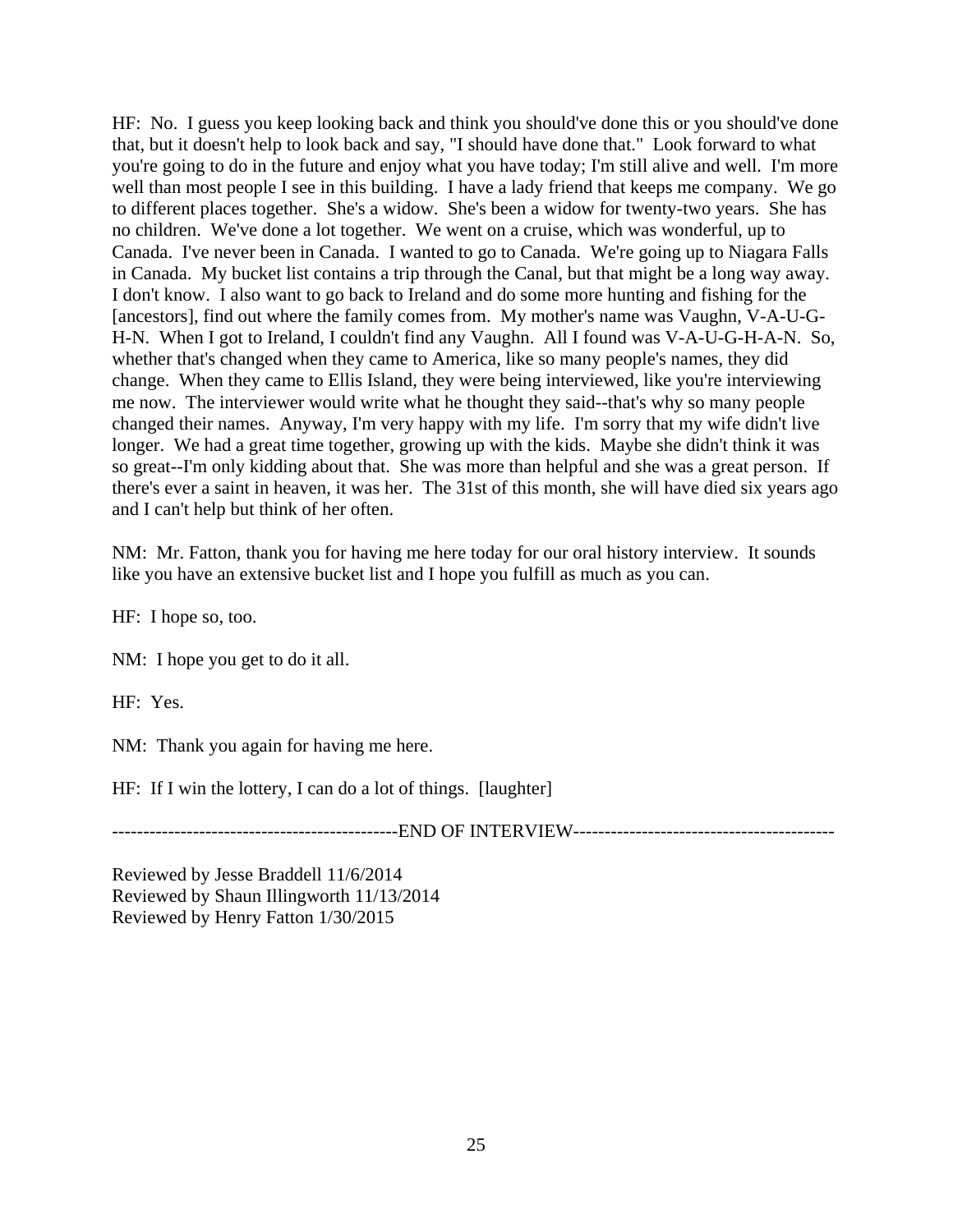HF: No. I guess you keep looking back and think you should've done this or you should've done that, but it doesn't help to look back and say, "I should have done that." Look forward to what you're going to do in the future and enjoy what you have today; I'm still alive and well. I'm more well than most people I see in this building. I have a lady friend that keeps me company. We go to different places together. She's a widow. She's been a widow for twenty-two years. She has no children. We've done a lot together. We went on a cruise, which was wonderful, up to Canada. I've never been in Canada. I wanted to go to Canada. We're going up to Niagara Falls in Canada. My bucket list contains a trip through the Canal, but that might be a long way away. I don't know. I also want to go back to Ireland and do some more hunting and fishing for the [ancestors], find out where the family comes from. My mother's name was Vaughn, V-A-U-G-H-N. When I got to Ireland, I couldn't find any Vaughn. All I found was V-A-U-G-H-A-N. So, whether that's changed when they came to America, like so many people's names, they did change. When they came to Ellis Island, they were being interviewed, like you're interviewing me now. The interviewer would write what he thought they said--that's why so many people changed their names. Anyway, I'm very happy with my life. I'm sorry that my wife didn't live longer. We had a great time together, growing up with the kids. Maybe she didn't think it was so great--I'm only kidding about that. She was more than helpful and she was a great person. If there's ever a saint in heaven, it was her. The 31st of this month, she will have died six years ago and I can't help but think of her often.

NM: Mr. Fatton, thank you for having me here today for our oral history interview. It sounds like you have an extensive bucket list and I hope you fulfill as much as you can.

HF: I hope so, too.

NM: I hope you get to do it all.

HF: Yes.

NM: Thank you again for having me here.

HF: If I win the lottery, I can do a lot of things. [laughter]

---------------------------------------------END OF INTERVIEW------------------------------------------

Reviewed by Jesse Braddell 11/6/2014
Reviewed by Shaun Illingworth 11/13/2014
Reviewed by Henry Fatton 1/30/2015